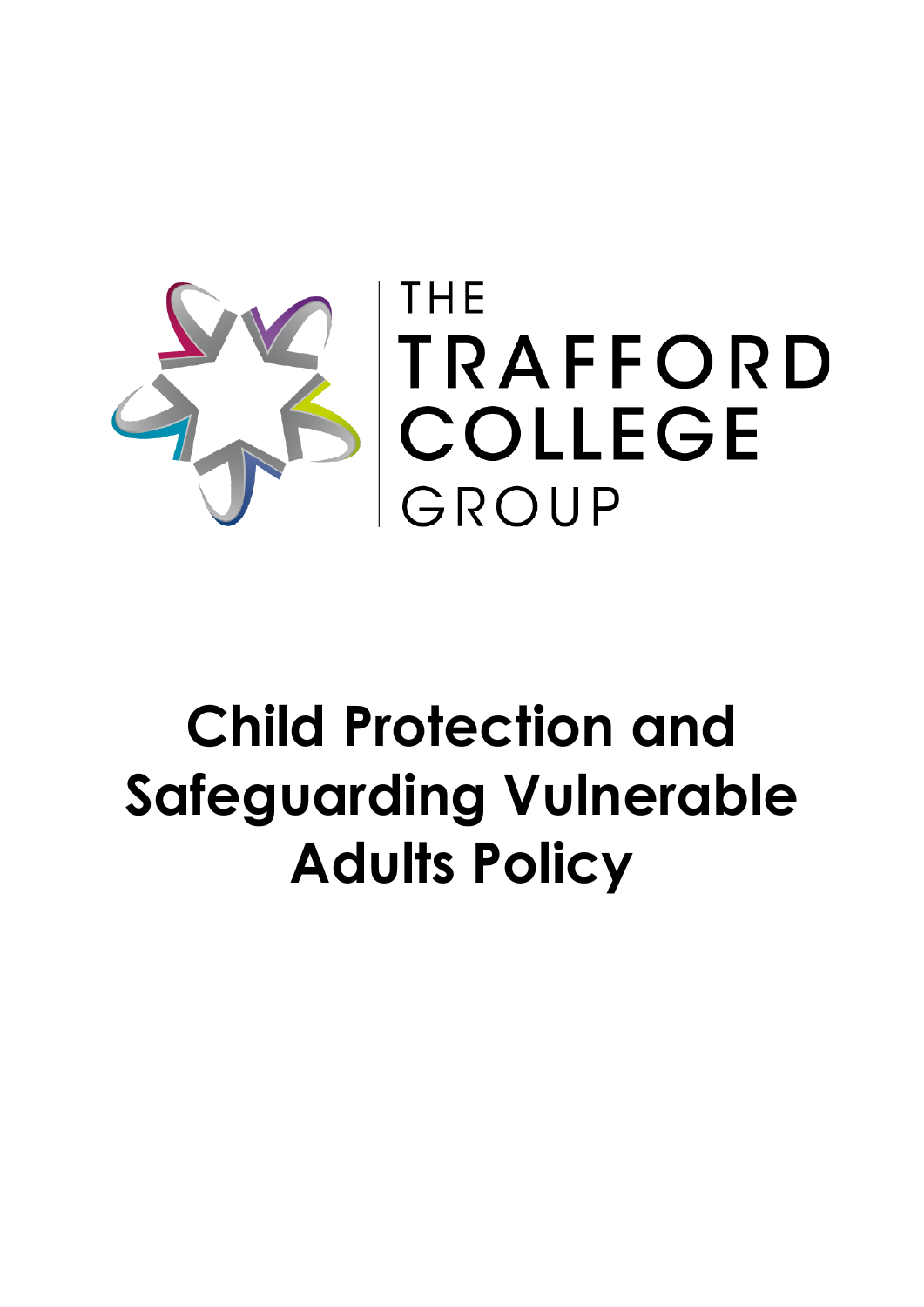THE TRAFFORD COLLEGE GROUP

# Child Protection and Safeguarding Vulnerable Adults Policy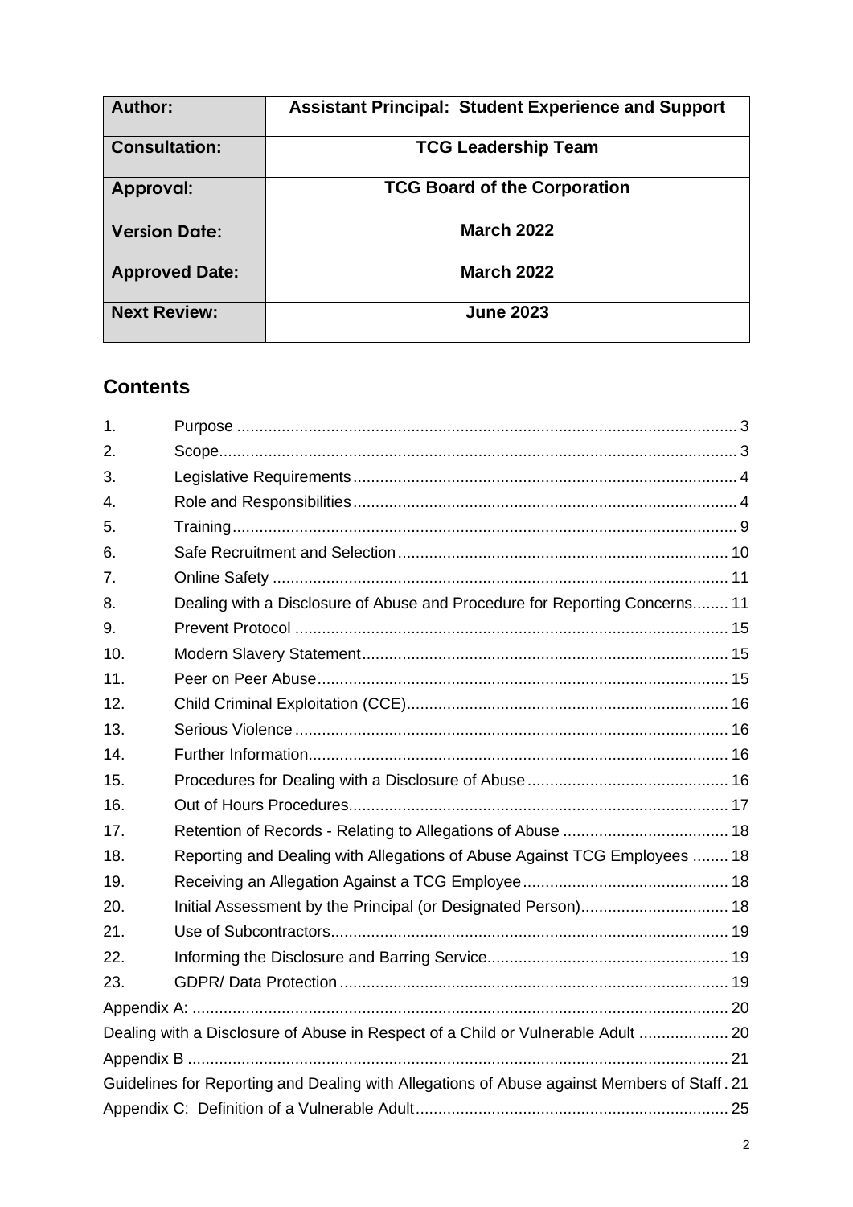| Author: | Assistant Principal: Student Experience and Support |
|---|---|
| Consultation: | TCG Leadership Team |
| Approval: | TCG Board of the Corporation |
| Version Date: | March 2022 |
| Approved Date: | March 2022 |
| Next Review: | June 2023 |

## Contents

1. Purpose ... 3
2. Scope ... 3
3. Legislative Requirements ... 4
4. Role and Responsibilities ... 4
5. Training ... 9
6. Safe Recruitment and Selection ... 10
7. Online Safety ... 11
8. Dealing with a Disclosure of Abuse and Procedure for Reporting Concerns ... 11
9. Prevent Protocol ... 15
10. Modern Slavery Statement ... 15
11. Peer on Peer Abuse ... 15
12. Child Criminal Exploitation (CCE) ... 16
13. Serious Violence ... 16
14. Further Information ... 16
15. Procedures for Dealing with a Disclosure of Abuse ... 16
16. Out of Hours Procedures ... 17
17. Retention of Records - Relating to Allegations of Abuse ... 18
18. Reporting and Dealing with Allegations of Abuse Against TCG Employees ... 18
19. Receiving an Allegation Against a TCG Employee ... 18
20. Initial Assessment by the Principal (or Designated Person) ... 18
21. Use of Subcontractors ... 19
22. Informing the Disclosure and Barring Service ... 19
23. GDPR/ Data Protection ... 19

Appendix A: ... 20

Dealing with a Disclosure of Abuse in Respect of a Child or Vulnerable Adult ... 20

Appendix B ... 21

Guidelines for Reporting and Dealing with Allegations of Abuse against Members of Staff ... 21

Appendix C: Definition of a Vulnerable Adult ... 25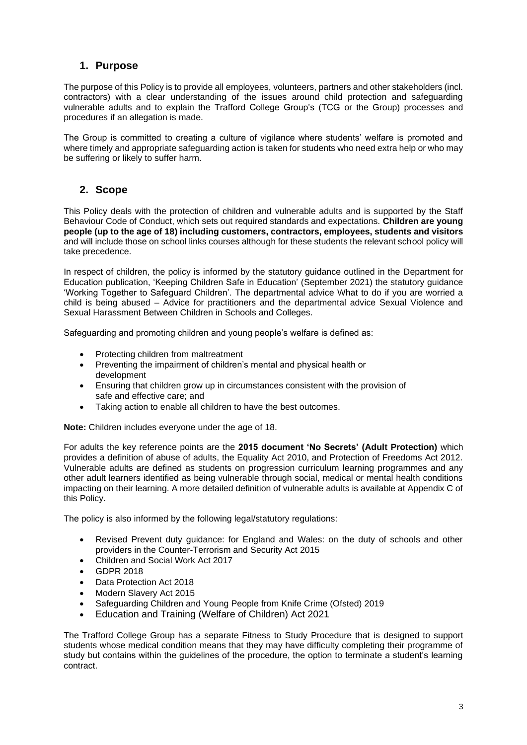## 1. Purpose

The purpose of this Policy is to provide all employees, volunteers, partners and other stakeholders (incl. contractors) with a clear understanding of the issues around child protection and safeguarding vulnerable adults and to explain the Trafford College Group's (TCG or the Group) processes and procedures if an allegation is made.

The Group is committed to creating a culture of vigilance where students' welfare is promoted and where timely and appropriate safeguarding action is taken for students who need extra help or who may be suffering or likely to suffer harm.

## 2. Scope

This Policy deals with the protection of children and vulnerable adults and is supported by the Staff Behaviour Code of Conduct, which sets out required standards and expectations. **Children are young people (up to the age of 18) including customers, contractors, employees, students and visitors** and will include those on school links courses although for these students the relevant school policy will take precedence.

In respect of children, the policy is informed by the statutory guidance outlined in the Department for Education publication, 'Keeping Children Safe in Education' (September 2021) the statutory guidance 'Working Together to Safeguard Children'. The departmental advice What to do if you are worried a child is being abused – Advice for practitioners and the departmental advice Sexual Violence and Sexual Harassment Between Children in Schools and Colleges.

Safeguarding and promoting children and young people's welfare is defined as:

- Protecting children from maltreatment
- Preventing the impairment of children's mental and physical health or development
- Ensuring that children grow up in circumstances consistent with the provision of safe and effective care; and
- Taking action to enable all children to have the best outcomes.

**Note:** Children includes everyone under the age of 18.

For adults the key reference points are the **2015 document 'No Secrets' (Adult Protection)** which provides a definition of abuse of adults, the Equality Act 2010, and Protection of Freedoms Act 2012. Vulnerable adults are defined as students on progression curriculum learning programmes and any other adult learners identified as being vulnerable through social, medical or mental health conditions impacting on their learning. A more detailed definition of vulnerable adults is available at Appendix C of this Policy.

The policy is also informed by the following legal/statutory regulations:

- Revised Prevent duty guidance: for England and Wales: on the duty of schools and other providers in the Counter-Terrorism and Security Act 2015
- Children and Social Work Act 2017
- GDPR 2018
- Data Protection Act 2018
- Modern Slavery Act 2015
- Safeguarding Children and Young People from Knife Crime (Ofsted) 2019
- Education and Training (Welfare of Children) Act 2021

The Trafford College Group has a separate Fitness to Study Procedure that is designed to support students whose medical condition means that they may have difficulty completing their programme of study but contains within the guidelines of the procedure, the option to terminate a student's learning contract.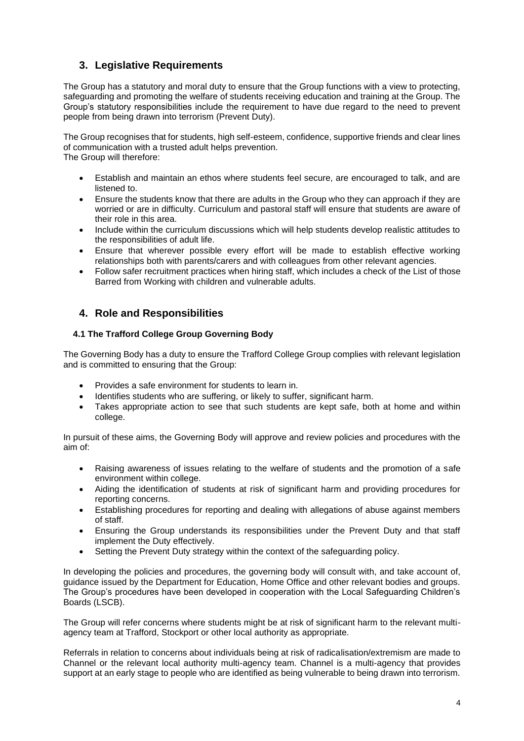## 3. Legislative Requirements

The Group has a statutory and moral duty to ensure that the Group functions with a view to protecting, safeguarding and promoting the welfare of students receiving education and training at the Group. The Group's statutory responsibilities include the requirement to have due regard to the need to prevent people from being drawn into terrorism (Prevent Duty).

The Group recognises that for students, high self-esteem, confidence, supportive friends and clear lines of communication with a trusted adult helps prevention.
The Group will therefore:

- Establish and maintain an ethos where students feel secure, are encouraged to talk, and are listened to.
- Ensure the students know that there are adults in the Group who they can approach if they are worried or are in difficulty. Curriculum and pastoral staff will ensure that students are aware of their role in this area.
- Include within the curriculum discussions which will help students develop realistic attitudes to the responsibilities of adult life.
- Ensure that wherever possible every effort will be made to establish effective working relationships both with parents/carers and with colleagues from other relevant agencies.
- Follow safer recruitment practices when hiring staff, which includes a check of the List of those Barred from Working with children and vulnerable adults.

## 4. Role and Responsibilities

### 4.1 The Trafford College Group Governing Body

The Governing Body has a duty to ensure the Trafford College Group complies with relevant legislation and is committed to ensuring that the Group:

- Provides a safe environment for students to learn in.
- Identifies students who are suffering, or likely to suffer, significant harm.
- Takes appropriate action to see that such students are kept safe, both at home and within college.

In pursuit of these aims, the Governing Body will approve and review policies and procedures with the aim of:

- Raising awareness of issues relating to the welfare of students and the promotion of a safe environment within college.
- Aiding the identification of students at risk of significant harm and providing procedures for reporting concerns.
- Establishing procedures for reporting and dealing with allegations of abuse against members of staff.
- Ensuring the Group understands its responsibilities under the Prevent Duty and that staff implement the Duty effectively.
- Setting the Prevent Duty strategy within the context of the safeguarding policy.

In developing the policies and procedures, the governing body will consult with, and take account of, guidance issued by the Department for Education, Home Office and other relevant bodies and groups. The Group's procedures have been developed in cooperation with the Local Safeguarding Children's Boards (LSCB).

The Group will refer concerns where students might be at risk of significant harm to the relevant multi-agency team at Trafford, Stockport or other local authority as appropriate.

Referrals in relation to concerns about individuals being at risk of radicalisation/extremism are made to Channel or the relevant local authority multi-agency team. Channel is a multi-agency that provides support at an early stage to people who are identified as being vulnerable to being drawn into terrorism.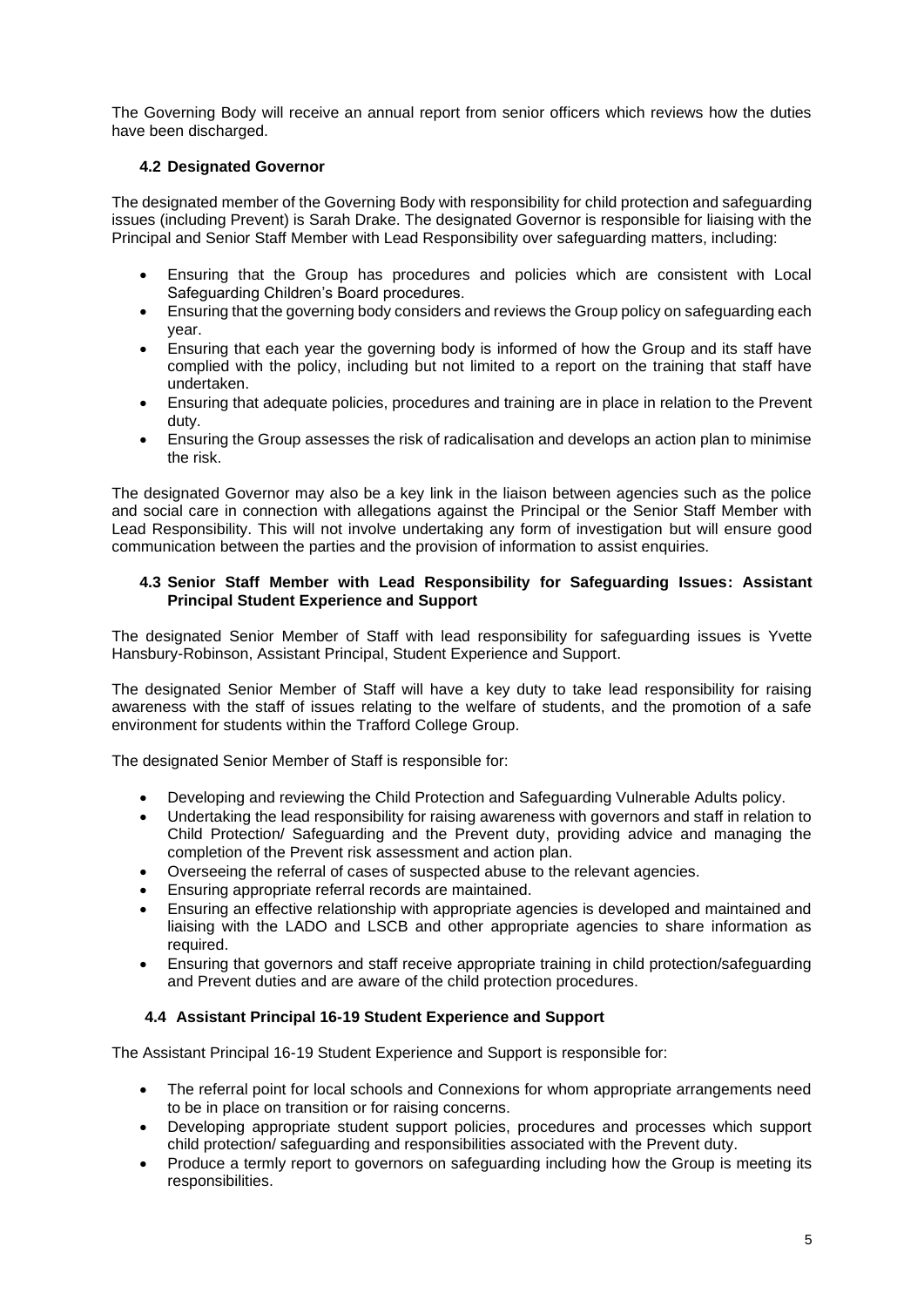The Governing Body will receive an annual report from senior officers which reviews how the duties have been discharged.

### 4.2 Designated Governor

The designated member of the Governing Body with responsibility for child protection and safeguarding issues (including Prevent) is Sarah Drake. The designated Governor is responsible for liaising with the Principal and Senior Staff Member with Lead Responsibility over safeguarding matters, including:

- Ensuring that the Group has procedures and policies which are consistent with Local Safeguarding Children's Board procedures.
- Ensuring that the governing body considers and reviews the Group policy on safeguarding each year.
- Ensuring that each year the governing body is informed of how the Group and its staff have complied with the policy, including but not limited to a report on the training that staff have undertaken.
- Ensuring that adequate policies, procedures and training are in place in relation to the Prevent duty.
- Ensuring the Group assesses the risk of radicalisation and develops an action plan to minimise the risk.

The designated Governor may also be a key link in the liaison between agencies such as the police and social care in connection with allegations against the Principal or the Senior Staff Member with Lead Responsibility. This will not involve undertaking any form of investigation but will ensure good communication between the parties and the provision of information to assist enquiries.

### 4.3 Senior Staff Member with Lead Responsibility for Safeguarding Issues: Assistant Principal Student Experience and Support

The designated Senior Member of Staff with lead responsibility for safeguarding issues is Yvette Hansbury-Robinson, Assistant Principal, Student Experience and Support.

The designated Senior Member of Staff will have a key duty to take lead responsibility for raising awareness with the staff of issues relating to the welfare of students, and the promotion of a safe environment for students within the Trafford College Group.

The designated Senior Member of Staff is responsible for:

- Developing and reviewing the Child Protection and Safeguarding Vulnerable Adults policy.
- Undertaking the lead responsibility for raising awareness with governors and staff in relation to Child Protection/ Safeguarding and the Prevent duty, providing advice and managing the completion of the Prevent risk assessment and action plan.
- Overseeing the referral of cases of suspected abuse to the relevant agencies.
- Ensuring appropriate referral records are maintained.
- Ensuring an effective relationship with appropriate agencies is developed and maintained and liaising with the LADO and LSCB and other appropriate agencies to share information as required.
- Ensuring that governors and staff receive appropriate training in child protection/safeguarding and Prevent duties and are aware of the child protection procedures.

### 4.4 Assistant Principal 16-19 Student Experience and Support

The Assistant Principal 16-19 Student Experience and Support is responsible for:

- The referral point for local schools and Connexions for whom appropriate arrangements need to be in place on transition or for raising concerns.
- Developing appropriate student support policies, procedures and processes which support child protection/ safeguarding and responsibilities associated with the Prevent duty.
- Produce a termly report to governors on safeguarding including how the Group is meeting its responsibilities.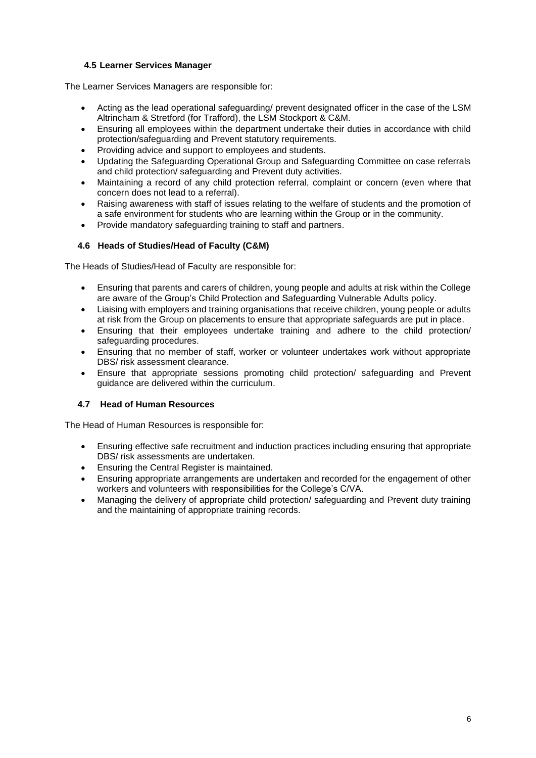### 4.5 Learner Services Manager

The Learner Services Managers are responsible for:

- Acting as the lead operational safeguarding/ prevent designated officer in the case of the LSM Altrincham & Stretford (for Trafford), the LSM Stockport & C&M.
- Ensuring all employees within the department undertake their duties in accordance with child protection/safeguarding and Prevent statutory requirements.
- Providing advice and support to employees and students.
- Updating the Safeguarding Operational Group and Safeguarding Committee on case referrals and child protection/ safeguarding and Prevent duty activities.
- Maintaining a record of any child protection referral, complaint or concern (even where that concern does not lead to a referral).
- Raising awareness with staff of issues relating to the welfare of students and the promotion of a safe environment for students who are learning within the Group or in the community.
- Provide mandatory safeguarding training to staff and partners.

### 4.6 Heads of Studies/Head of Faculty (C&M)

The Heads of Studies/Head of Faculty are responsible for:

- Ensuring that parents and carers of children, young people and adults at risk within the College are aware of the Group's Child Protection and Safeguarding Vulnerable Adults policy.
- Liaising with employers and training organisations that receive children, young people or adults at risk from the Group on placements to ensure that appropriate safeguards are put in place.
- Ensuring that their employees undertake training and adhere to the child protection/ safeguarding procedures.
- Ensuring that no member of staff, worker or volunteer undertakes work without appropriate DBS/ risk assessment clearance.
- Ensure that appropriate sessions promoting child protection/ safeguarding and Prevent guidance are delivered within the curriculum.

### 4.7 Head of Human Resources

The Head of Human Resources is responsible for:

- Ensuring effective safe recruitment and induction practices including ensuring that appropriate DBS/ risk assessments are undertaken.
- Ensuring the Central Register is maintained.
- Ensuring appropriate arrangements are undertaken and recorded for the engagement of other workers and volunteers with responsibilities for the College's C/VA.
- Managing the delivery of appropriate child protection/ safeguarding and Prevent duty training and the maintaining of appropriate training records.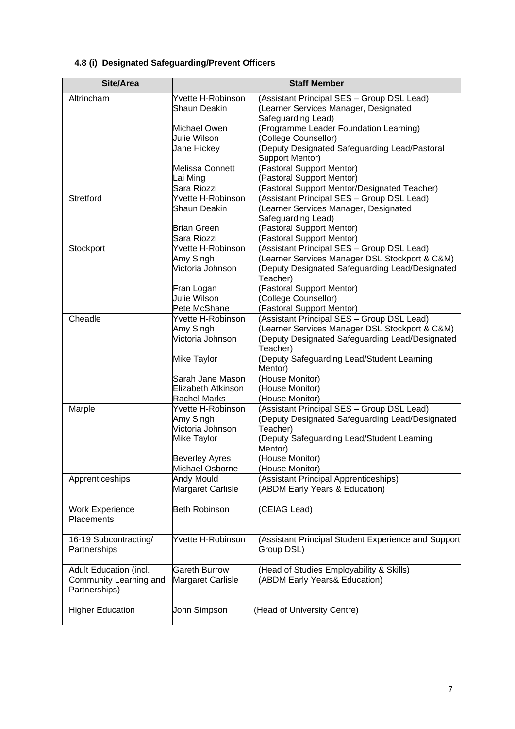#### 4.8 (i) Designated Safeguarding/Prevent Officers

| Site/Area | Staff Member | |
|---|---|---|
| Altrincham | Yvette H-Robinson | (Assistant Principal SES – Group DSL Lead) |
| | Shaun Deakin | (Learner Services Manager, Designated Safeguarding Lead) |
| | Michael Owen | (Programme Leader Foundation Learning) |
| | Julie Wilson | (College Counsellor) |
| | Jane Hickey | (Deputy Designated Safeguarding Lead/Pastoral Support Mentor) |
| | Melissa Connett | (Pastoral Support Mentor) |
| | Lai Ming | (Pastoral Support Mentor) |
| | Sara Riozzi | (Pastoral Support Mentor/Designated Teacher) |
| Stretford | Yvette H-Robinson | (Assistant Principal SES – Group DSL Lead) |
| | Shaun Deakin | (Learner Services Manager, Designated Safeguarding Lead) |
| | Brian Green | (Pastoral Support Mentor) |
| | Sara Riozzi | (Pastoral Support Mentor) |
| Stockport | Yvette H-Robinson | (Assistant Principal SES – Group DSL Lead) |
| | Amy Singh | (Learner Services Manager DSL Stockport & C&M) |
| | Victoria Johnson | (Deputy Designated Safeguarding Lead/Designated Teacher) |
| | Fran Logan | (Pastoral Support Mentor) |
| | Julie Wilson | (College Counsellor) |
| | Pete McShane | (Pastoral Support Mentor) |
| Cheadle | Yvette H-Robinson | (Assistant Principal SES – Group DSL Lead) |
| | Amy Singh | (Learner Services Manager DSL Stockport & C&M) |
| | Victoria Johnson | (Deputy Designated Safeguarding Lead/Designated Teacher) |
| | Mike Taylor | (Deputy Safeguarding Lead/Student Learning Mentor) |
| | Sarah Jane Mason | (House Monitor) |
| | Elizabeth Atkinson | (House Monitor) |
| | Rachel Marks | (House Monitor) |
| Marple | Yvette H-Robinson | (Assistant Principal SES – Group DSL Lead) |
| | Amy Singh | (Deputy Designated Safeguarding Lead/Designated Teacher) |
| | Victoria Johnson | |
| | Mike Taylor | (Deputy Safeguarding Lead/Student Learning Mentor) |
| | Beverley Ayres | (House Monitor) |
| | Michael Osborne | (House Monitor) |
| Apprenticeships | Andy Mould | (Assistant Principal Apprenticeships) |
| | Margaret Carlisle | (ABDM Early Years & Education) |
| Work Experience Placements | Beth Robinson | (CEIAG Lead) |
| 16-19 Subcontracting/ Partnerships | Yvette H-Robinson | (Assistant Principal Student Experience and Support Group DSL) |
| Adult Education (incl. Community Learning and Partnerships) | Gareth Burrow | (Head of Studies Employability & Skills) |
| | Margaret Carlisle | (ABDM Early Years& Education) |
| Higher Education | John Simpson | (Head of University Centre) |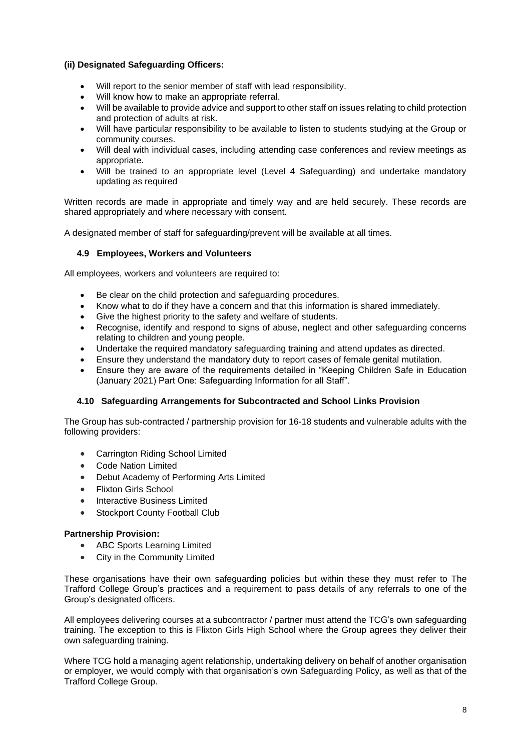**(ii) Designated Safeguarding Officers:**

- Will report to the senior member of staff with lead responsibility.
- Will know how to make an appropriate referral.
- Will be available to provide advice and support to other staff on issues relating to child protection and protection of adults at risk.
- Will have particular responsibility to be available to listen to students studying at the Group or community courses.
- Will deal with individual cases, including attending case conferences and review meetings as appropriate.
- Will be trained to an appropriate level (Level 4 Safeguarding) and undertake mandatory updating as required

Written records are made in appropriate and timely way and are held securely. These records are shared appropriately and where necessary with consent.

A designated member of staff for safeguarding/prevent will be available at all times.

### 4.9 Employees, Workers and Volunteers

All employees, workers and volunteers are required to:

- Be clear on the child protection and safeguarding procedures.
- Know what to do if they have a concern and that this information is shared immediately.
- Give the highest priority to the safety and welfare of students.
- Recognise, identify and respond to signs of abuse, neglect and other safeguarding concerns relating to children and young people.
- Undertake the required mandatory safeguarding training and attend updates as directed.
- Ensure they understand the mandatory duty to report cases of female genital mutilation.
- Ensure they are aware of the requirements detailed in "Keeping Children Safe in Education (January 2021) Part One: Safeguarding Information for all Staff".

### 4.10 Safeguarding Arrangements for Subcontracted and School Links Provision

The Group has sub-contracted / partnership provision for 16-18 students and vulnerable adults with the following providers:

- Carrington Riding School Limited
- Code Nation Limited
- Debut Academy of Performing Arts Limited
- Flixton Girls School
- Interactive Business Limited
- Stockport County Football Club

**Partnership Provision:**

- ABC Sports Learning Limited
- City in the Community Limited

These organisations have their own safeguarding policies but within these they must refer to The Trafford College Group's practices and a requirement to pass details of any referrals to one of the Group's designated officers.

All employees delivering courses at a subcontractor / partner must attend the TCG's own safeguarding training. The exception to this is Flixton Girls High School where the Group agrees they deliver their own safeguarding training.

Where TCG hold a managing agent relationship, undertaking delivery on behalf of another organisation or employer, we would comply with that organisation's own Safeguarding Policy, as well as that of the Trafford College Group.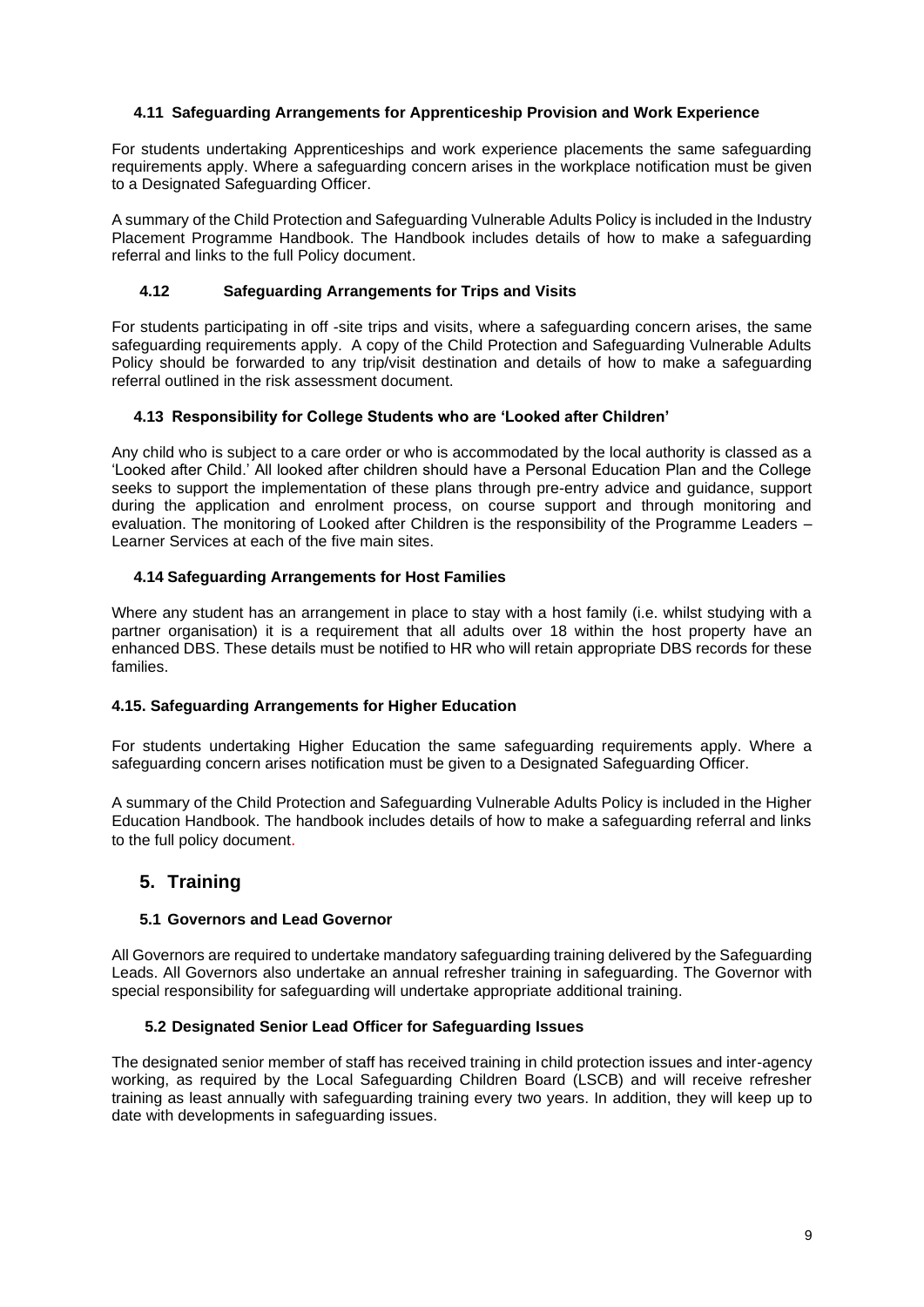### 4.11 Safeguarding Arrangements for Apprenticeship Provision and Work Experience

For students undertaking Apprenticeships and work experience placements the same safeguarding requirements apply. Where a safeguarding concern arises in the workplace notification must be given to a Designated Safeguarding Officer.

A summary of the Child Protection and Safeguarding Vulnerable Adults Policy is included in the Industry Placement Programme Handbook. The Handbook includes details of how to make a safeguarding referral and links to the full Policy document.

### 4.12 Safeguarding Arrangements for Trips and Visits

For students participating in off -site trips and visits, where a safeguarding concern arises, the same safeguarding requirements apply. A copy of the Child Protection and Safeguarding Vulnerable Adults Policy should be forwarded to any trip/visit destination and details of how to make a safeguarding referral outlined in the risk assessment document.

### 4.13 Responsibility for College Students who are 'Looked after Children'

Any child who is subject to a care order or who is accommodated by the local authority is classed as a 'Looked after Child.' All looked after children should have a Personal Education Plan and the College seeks to support the implementation of these plans through pre-entry advice and guidance, support during the application and enrolment process, on course support and through monitoring and evaluation. The monitoring of Looked after Children is the responsibility of the Programme Leaders – Learner Services at each of the five main sites.

### 4.14 Safeguarding Arrangements for Host Families

Where any student has an arrangement in place to stay with a host family (i.e. whilst studying with a partner organisation) it is a requirement that all adults over 18 within the host property have an enhanced DBS. These details must be notified to HR who will retain appropriate DBS records for these families.

### 4.15. Safeguarding Arrangements for Higher Education

For students undertaking Higher Education the same safeguarding requirements apply. Where a safeguarding concern arises notification must be given to a Designated Safeguarding Officer.

A summary of the Child Protection and Safeguarding Vulnerable Adults Policy is included in the Higher Education Handbook. The handbook includes details of how to make a safeguarding referral and links to the full policy document.

## 5. Training

### 5.1 Governors and Lead Governor

All Governors are required to undertake mandatory safeguarding training delivered by the Safeguarding Leads. All Governors also undertake an annual refresher training in safeguarding. The Governor with special responsibility for safeguarding will undertake appropriate additional training.

### 5.2 Designated Senior Lead Officer for Safeguarding Issues

The designated senior member of staff has received training in child protection issues and inter-agency working, as required by the Local Safeguarding Children Board (LSCB) and will receive refresher training as least annually with safeguarding training every two years. In addition, they will keep up to date with developments in safeguarding issues.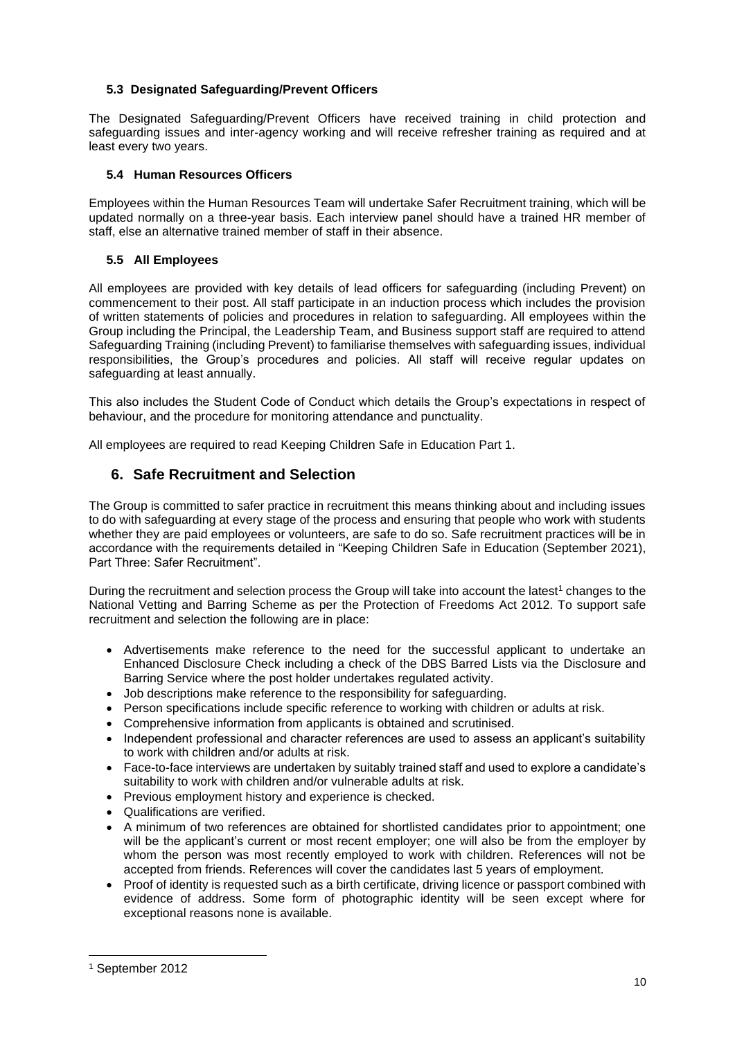### 5.3 Designated Safeguarding/Prevent Officers

The Designated Safeguarding/Prevent Officers have received training in child protection and safeguarding issues and inter-agency working and will receive refresher training as required and at least every two years.

### 5.4 Human Resources Officers

Employees within the Human Resources Team will undertake Safer Recruitment training, which will be updated normally on a three-year basis. Each interview panel should have a trained HR member of staff, else an alternative trained member of staff in their absence.

### 5.5 All Employees

All employees are provided with key details of lead officers for safeguarding (including Prevent) on commencement to their post. All staff participate in an induction process which includes the provision of written statements of policies and procedures in relation to safeguarding. All employees within the Group including the Principal, the Leadership Team, and Business support staff are required to attend Safeguarding Training (including Prevent) to familiarise themselves with safeguarding issues, individual responsibilities, the Group's procedures and policies. All staff will receive regular updates on safeguarding at least annually.

This also includes the Student Code of Conduct which details the Group's expectations in respect of behaviour, and the procedure for monitoring attendance and punctuality.

All employees are required to read Keeping Children Safe in Education Part 1.

## 6. Safe Recruitment and Selection

The Group is committed to safer practice in recruitment this means thinking about and including issues to do with safeguarding at every stage of the process and ensuring that people who work with students whether they are paid employees or volunteers, are safe to do so. Safe recruitment practices will be in accordance with the requirements detailed in "Keeping Children Safe in Education (September 2021), Part Three: Safer Recruitment".

During the recruitment and selection process the Group will take into account the latest[1] changes to the National Vetting and Barring Scheme as per the Protection of Freedoms Act 2012. To support safe recruitment and selection the following are in place:

- Advertisements make reference to the need for the successful applicant to undertake an Enhanced Disclosure Check including a check of the DBS Barred Lists via the Disclosure and Barring Service where the post holder undertakes regulated activity.
- Job descriptions make reference to the responsibility for safeguarding.
- Person specifications include specific reference to working with children or adults at risk.
- Comprehensive information from applicants is obtained and scrutinised.
- Independent professional and character references are used to assess an applicant's suitability to work with children and/or adults at risk.
- Face-to-face interviews are undertaken by suitably trained staff and used to explore a candidate's suitability to work with children and/or vulnerable adults at risk.
- Previous employment history and experience is checked.
- Qualifications are verified.
- A minimum of two references are obtained for shortlisted candidates prior to appointment; one will be the applicant's current or most recent employer; one will also be from the employer by whom the person was most recently employed to work with children. References will not be accepted from friends. References will cover the candidates last 5 years of employment.
- Proof of identity is requested such as a birth certificate, driving licence or passport combined with evidence of address. Some form of photographic identity will be seen except where for exceptional reasons none is available.

---

[1] September 2012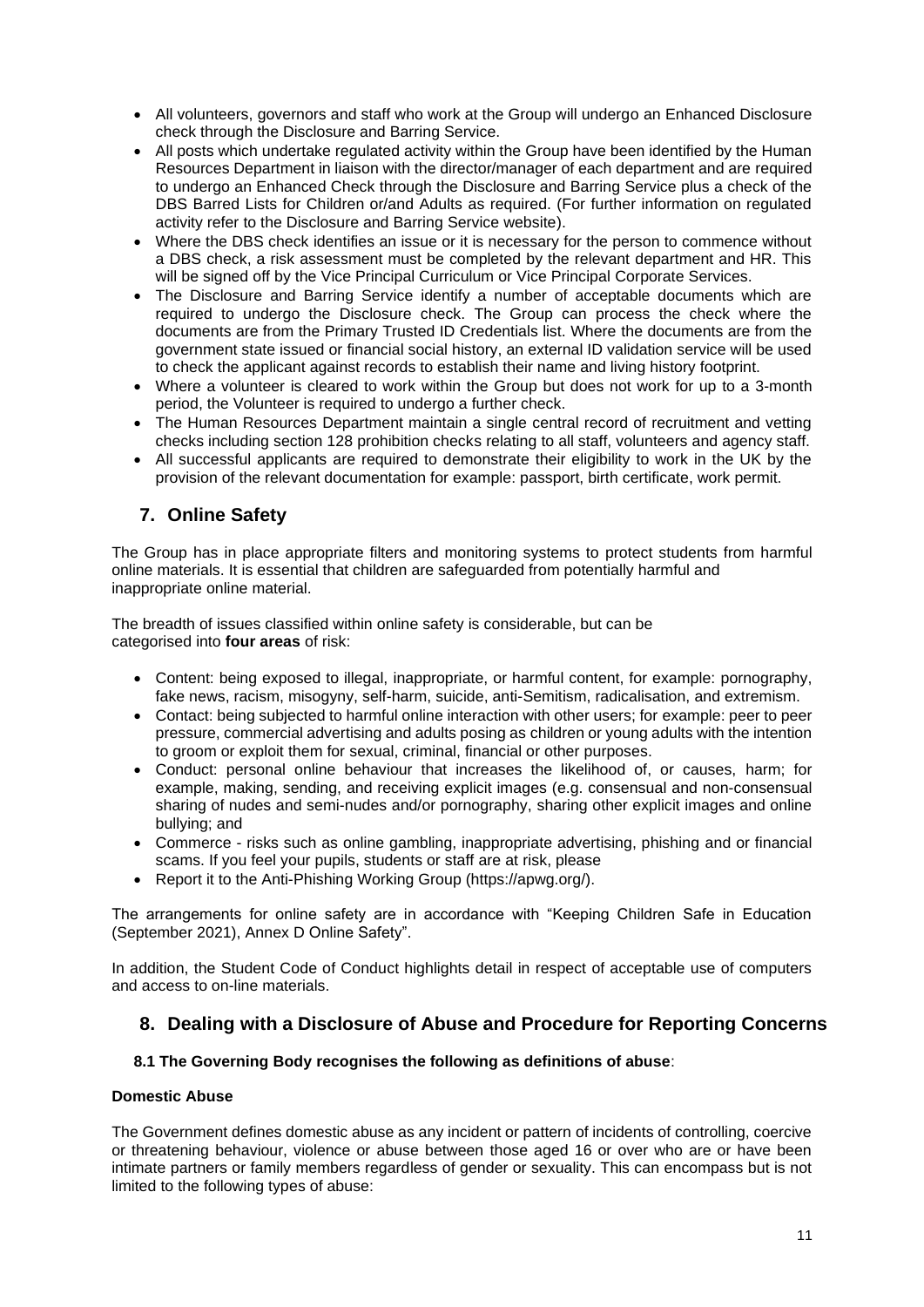- All volunteers, governors and staff who work at the Group will undergo an Enhanced Disclosure check through the Disclosure and Barring Service.
- All posts which undertake regulated activity within the Group have been identified by the Human Resources Department in liaison with the director/manager of each department and are required to undergo an Enhanced Check through the Disclosure and Barring Service plus a check of the DBS Barred Lists for Children or/and Adults as required. (For further information on regulated activity refer to the Disclosure and Barring Service website).
- Where the DBS check identifies an issue or it is necessary for the person to commence without a DBS check, a risk assessment must be completed by the relevant department and HR. This will be signed off by the Vice Principal Curriculum or Vice Principal Corporate Services.
- The Disclosure and Barring Service identify a number of acceptable documents which are required to undergo the Disclosure check. The Group can process the check where the documents are from the Primary Trusted ID Credentials list. Where the documents are from the government state issued or financial social history, an external ID validation service will be used to check the applicant against records to establish their name and living history footprint.
- Where a volunteer is cleared to work within the Group but does not work for up to a 3-month period, the Volunteer is required to undergo a further check.
- The Human Resources Department maintain a single central record of recruitment and vetting checks including section 128 prohibition checks relating to all staff, volunteers and agency staff.
- All successful applicants are required to demonstrate their eligibility to work in the UK by the provision of the relevant documentation for example: passport, birth certificate, work permit.

## 7. Online Safety

The Group has in place appropriate filters and monitoring systems to protect students from harmful online materials. It is essential that children are safeguarded from potentially harmful and inappropriate online material.

The breadth of issues classified within online safety is considerable, but can be categorised into **four areas** of risk:

- Content: being exposed to illegal, inappropriate, or harmful content, for example: pornography, fake news, racism, misogyny, self-harm, suicide, anti-Semitism, radicalisation, and extremism.
- Contact: being subjected to harmful online interaction with other users; for example: peer to peer pressure, commercial advertising and adults posing as children or young adults with the intention to groom or exploit them for sexual, criminal, financial or other purposes.
- Conduct: personal online behaviour that increases the likelihood of, or causes, harm; for example, making, sending, and receiving explicit images (e.g. consensual and non-consensual sharing of nudes and semi-nudes and/or pornography, sharing other explicit images and online bullying; and
- Commerce - risks such as online gambling, inappropriate advertising, phishing and or financial scams. If you feel your pupils, students or staff are at risk, please
- Report it to the Anti-Phishing Working Group (https://apwg.org/).

The arrangements for online safety are in accordance with "Keeping Children Safe in Education (September 2021), Annex D Online Safety".

In addition, the Student Code of Conduct highlights detail in respect of acceptable use of computers and access to on-line materials.

## 8. Dealing with a Disclosure of Abuse and Procedure for Reporting Concerns

### 8.1 The Governing Body recognises the following as definitions of abuse:

**Domestic Abuse**

The Government defines domestic abuse as any incident or pattern of incidents of controlling, coercive or threatening behaviour, violence or abuse between those aged 16 or over who are or have been intimate partners or family members regardless of gender or sexuality. This can encompass but is not limited to the following types of abuse: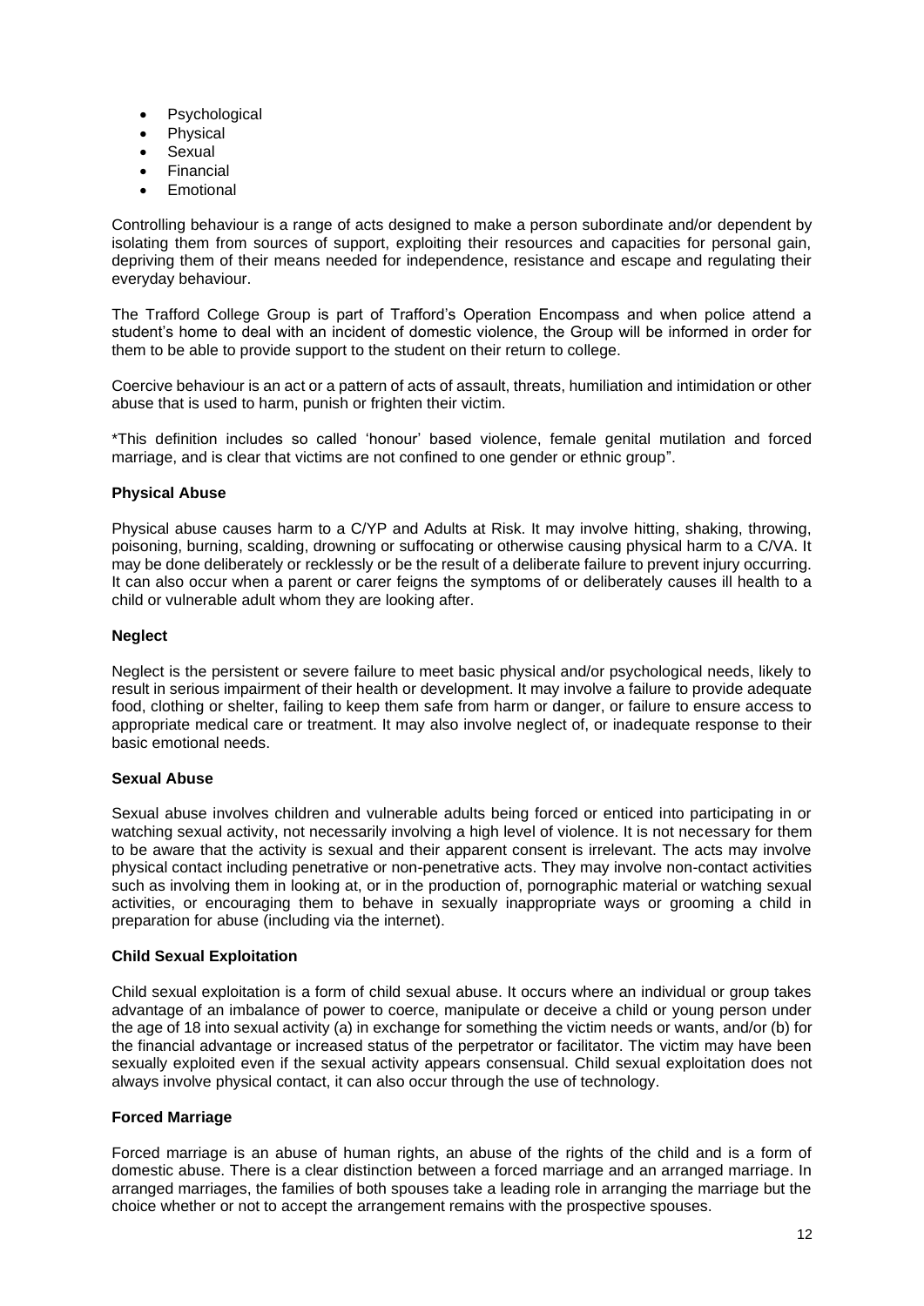- Psychological
- Physical
- Sexual
- Financial
- Emotional

Controlling behaviour is a range of acts designed to make a person subordinate and/or dependent by isolating them from sources of support, exploiting their resources and capacities for personal gain, depriving them of their means needed for independence, resistance and escape and regulating their everyday behaviour.

The Trafford College Group is part of Trafford's Operation Encompass and when police attend a student's home to deal with an incident of domestic violence, the Group will be informed in order for them to be able to provide support to the student on their return to college.

Coercive behaviour is an act or a pattern of acts of assault, threats, humiliation and intimidation or other abuse that is used to harm, punish or frighten their victim.

*This definition includes so called 'honour' based violence, female genital mutilation and forced marriage, and is clear that victims are not confined to one gender or ethnic group".

**Physical Abuse**

Physical abuse causes harm to a C/YP and Adults at Risk. It may involve hitting, shaking, throwing, poisoning, burning, scalding, drowning or suffocating or otherwise causing physical harm to a C/VA. It may be done deliberately or recklessly or be the result of a deliberate failure to prevent injury occurring. It can also occur when a parent or carer feigns the symptoms of or deliberately causes ill health to a child or vulnerable adult whom they are looking after.

**Neglect**

Neglect is the persistent or severe failure to meet basic physical and/or psychological needs, likely to result in serious impairment of their health or development. It may involve a failure to provide adequate food, clothing or shelter, failing to keep them safe from harm or danger, or failure to ensure access to appropriate medical care or treatment. It may also involve neglect of, or inadequate response to their basic emotional needs.

**Sexual Abuse**

Sexual abuse involves children and vulnerable adults being forced or enticed into participating in or watching sexual activity, not necessarily involving a high level of violence. It is not necessary for them to be aware that the activity is sexual and their apparent consent is irrelevant. The acts may involve physical contact including penetrative or non-penetrative acts. They may involve non-contact activities such as involving them in looking at, or in the production of, pornographic material or watching sexual activities, or encouraging them to behave in sexually inappropriate ways or grooming a child in preparation for abuse (including via the internet).

**Child Sexual Exploitation**

Child sexual exploitation is a form of child sexual abuse. It occurs where an individual or group takes advantage of an imbalance of power to coerce, manipulate or deceive a child or young person under the age of 18 into sexual activity (a) in exchange for something the victim needs or wants, and/or (b) for the financial advantage or increased status of the perpetrator or facilitator. The victim may have been sexually exploited even if the sexual activity appears consensual. Child sexual exploitation does not always involve physical contact, it can also occur through the use of technology.

**Forced Marriage**

Forced marriage is an abuse of human rights, an abuse of the rights of the child and is a form of domestic abuse. There is a clear distinction between a forced marriage and an arranged marriage. In arranged marriages, the families of both spouses take a leading role in arranging the marriage but the choice whether or not to accept the arrangement remains with the prospective spouses.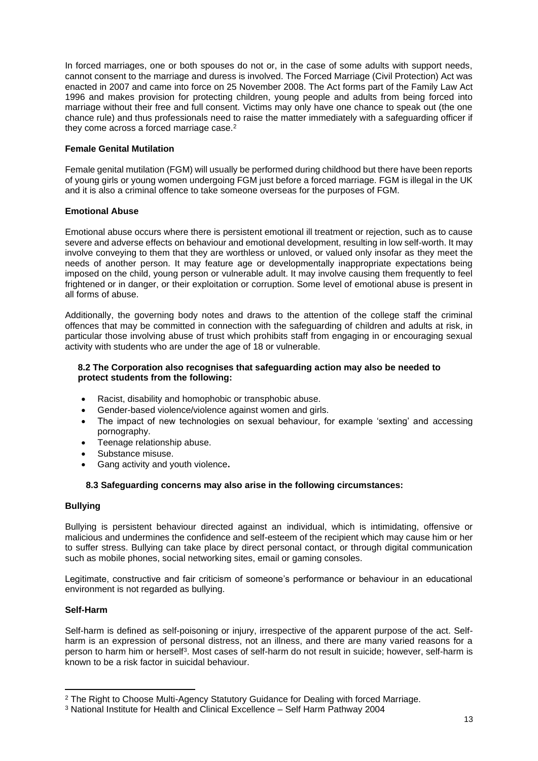In forced marriages, one or both spouses do not or, in the case of some adults with support needs, cannot consent to the marriage and duress is involved. The Forced Marriage (Civil Protection) Act was enacted in 2007 and came into force on 25 November 2008. The Act forms part of the Family Law Act 1996 and makes provision for protecting children, young people and adults from being forced into marriage without their free and full consent. Victims may only have one chance to speak out (the one chance rule) and thus professionals need to raise the matter immediately with a safeguarding officer if they come across a forced marriage case.[2]

**Female Genital Mutilation**

Female genital mutilation (FGM) will usually be performed during childhood but there have been reports of young girls or young women undergoing FGM just before a forced marriage. FGM is illegal in the UK and it is also a criminal offence to take someone overseas for the purposes of FGM.

**Emotional Abuse**

Emotional abuse occurs where there is persistent emotional ill treatment or rejection, such as to cause severe and adverse effects on behaviour and emotional development, resulting in low self-worth. It may involve conveying to them that they are worthless or unloved, or valued only insofar as they meet the needs of another person. It may feature age or developmentally inappropriate expectations being imposed on the child, young person or vulnerable adult. It may involve causing them frequently to feel frightened or in danger, or their exploitation or corruption. Some level of emotional abuse is present in all forms of abuse.

Additionally, the governing body notes and draws to the attention of the college staff the criminal offences that may be committed in connection with the safeguarding of children and adults at risk, in particular those involving abuse of trust which prohibits staff from engaging in or encouraging sexual activity with students who are under the age of 18 or vulnerable.

**8.2 The Corporation also recognises that safeguarding action may also be needed to protect students from the following:**

- Racist, disability and homophobic or transphobic abuse.
- Gender-based violence/violence against women and girls.
- The impact of new technologies on sexual behaviour, for example 'sexting' and accessing pornography.
- Teenage relationship abuse.
- Substance misuse.
- Gang activity and youth violence**.**

**8.3 Safeguarding concerns may also arise in the following circumstances:**

**Bullying**

Bullying is persistent behaviour directed against an individual, which is intimidating, offensive or malicious and undermines the confidence and self-esteem of the recipient which may cause him or her to suffer stress. Bullying can take place by direct personal contact, or through digital communication such as mobile phones, social networking sites, email or gaming consoles.

Legitimate, constructive and fair criticism of someone's performance or behaviour in an educational environment is not regarded as bullying.

**Self-Harm**

Self-harm is defined as self-poisoning or injury, irrespective of the apparent purpose of the act. Self-harm is an expression of personal distress, not an illness, and there are many varied reasons for a person to harm him or herself[3]. Most cases of self-harm do not result in suicide; however, self-harm is known to be a risk factor in suicidal behaviour.

---

[2] The Right to Choose Multi-Agency Statutory Guidance for Dealing with forced Marriage.

[3] National Institute for Health and Clinical Excellence – Self Harm Pathway 2004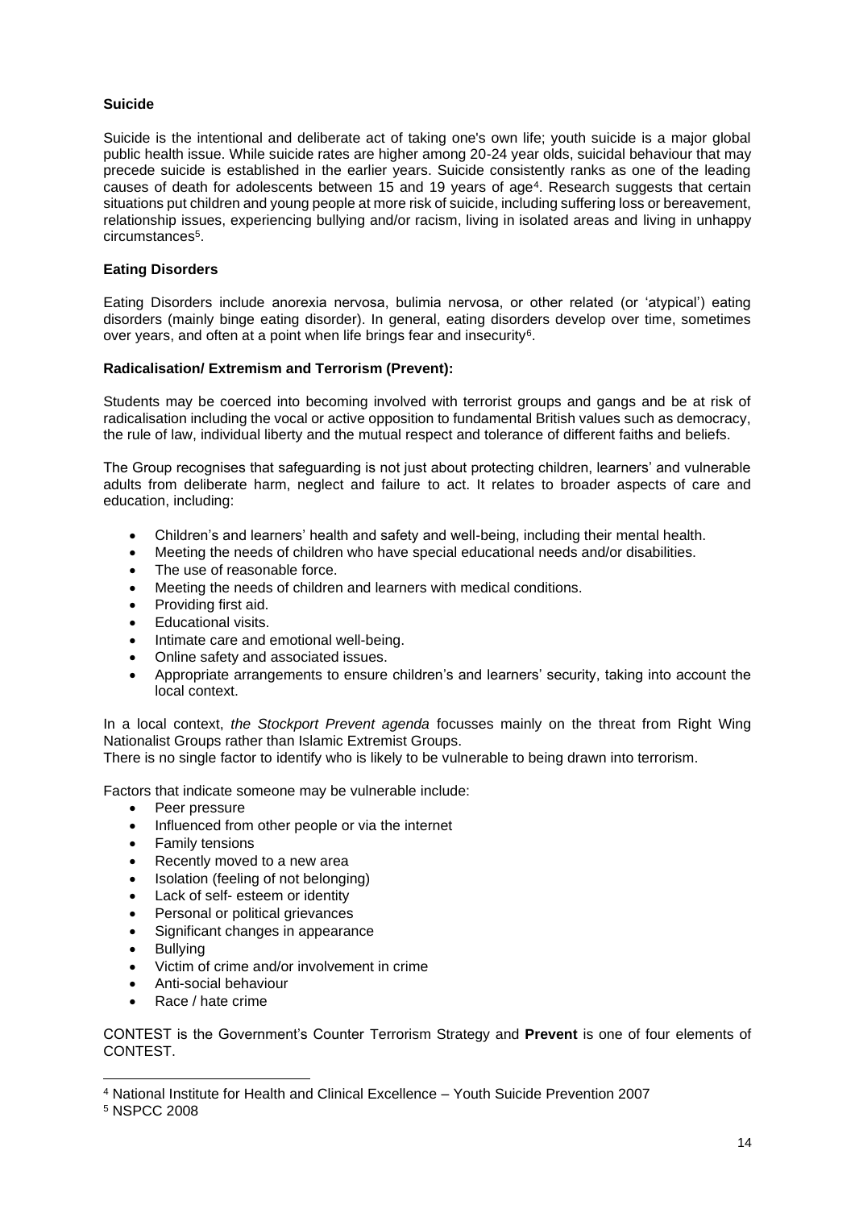**Suicide**

Suicide is the intentional and deliberate act of taking one's own life; youth suicide is a major global public health issue. While suicide rates are higher among 20-24 year olds, suicidal behaviour that may precede suicide is established in the earlier years. Suicide consistently ranks as one of the leading causes of death for adolescents between 15 and 19 years of age[4]. Research suggests that certain situations put children and young people at more risk of suicide, including suffering loss or bereavement, relationship issues, experiencing bullying and/or racism, living in isolated areas and living in unhappy circumstances[5].

**Eating Disorders**

Eating Disorders include anorexia nervosa, bulimia nervosa, or other related (or 'atypical') eating disorders (mainly binge eating disorder). In general, eating disorders develop over time, sometimes over years, and often at a point when life brings fear and insecurity[6].

**Radicalisation/ Extremism and Terrorism (Prevent):**

Students may be coerced into becoming involved with terrorist groups and gangs and be at risk of radicalisation including the vocal or active opposition to fundamental British values such as democracy, the rule of law, individual liberty and the mutual respect and tolerance of different faiths and beliefs.

The Group recognises that safeguarding is not just about protecting children, learners' and vulnerable adults from deliberate harm, neglect and failure to act. It relates to broader aspects of care and education, including:

- Children's and learners' health and safety and well-being, including their mental health.
- Meeting the needs of children who have special educational needs and/or disabilities.
- The use of reasonable force.
- Meeting the needs of children and learners with medical conditions.
- Providing first aid.
- Educational visits.
- Intimate care and emotional well-being.
- Online safety and associated issues.
- Appropriate arrangements to ensure children's and learners' security, taking into account the local context.

In a local context, *the Stockport Prevent agenda* focusses mainly on the threat from Right Wing Nationalist Groups rather than Islamic Extremist Groups.
There is no single factor to identify who is likely to be vulnerable to being drawn into terrorism.

Factors that indicate someone may be vulnerable include:

- Peer pressure
- Influenced from other people or via the internet
- Family tensions
- Recently moved to a new area
- Isolation (feeling of not belonging)
- Lack of self- esteem or identity
- Personal or political grievances
- Significant changes in appearance
- Bullying
- Victim of crime and/or involvement in crime
- Anti-social behaviour
- Race / hate crime

CONTEST is the Government's Counter Terrorism Strategy and **Prevent** is one of four elements of CONTEST.

[4] National Institute for Health and Clinical Excellence – Youth Suicide Prevention 2007

[5] NSPCC 2008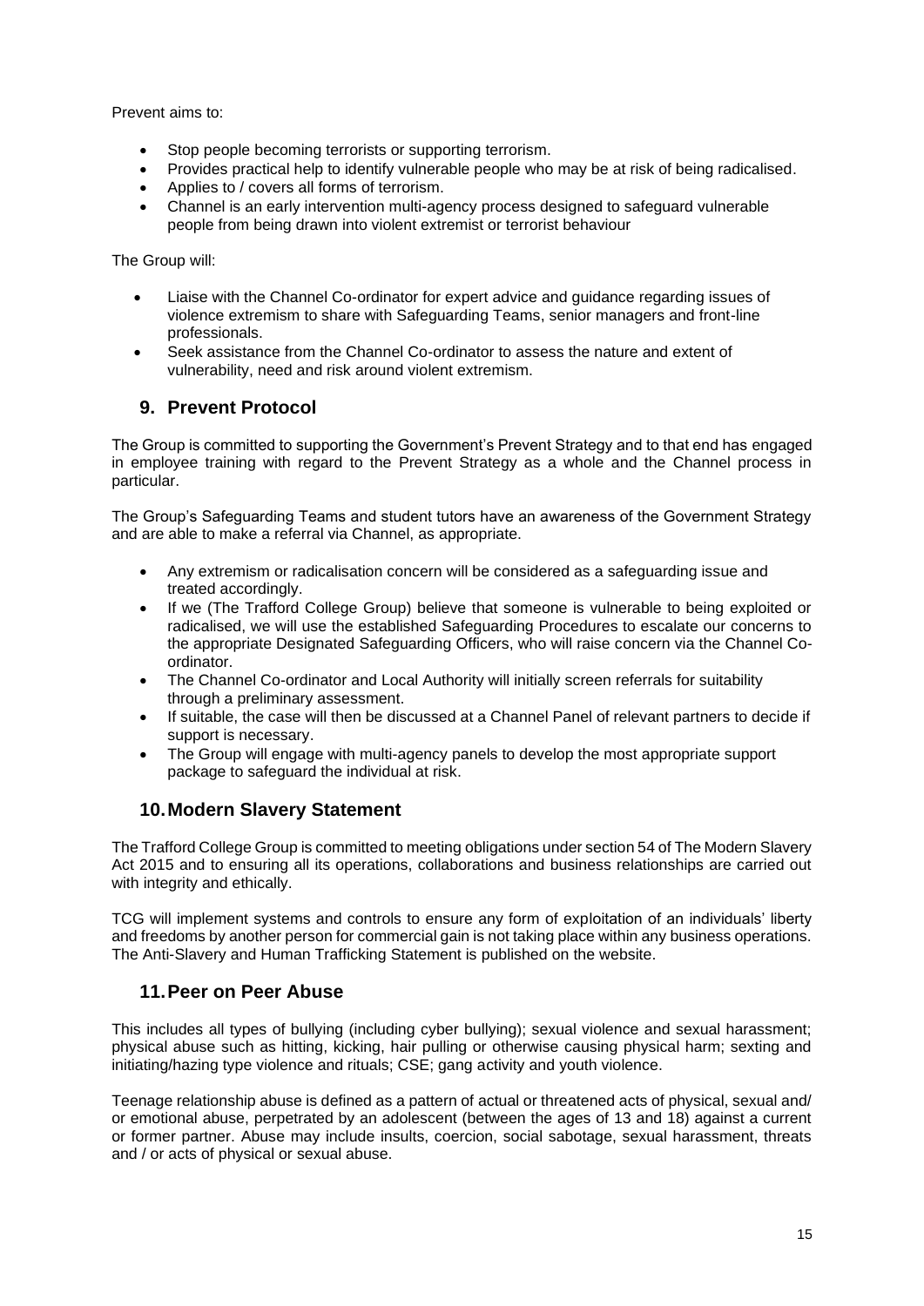Prevent aims to:

- Stop people becoming terrorists or supporting terrorism.
- Provides practical help to identify vulnerable people who may be at risk of being radicalised.
- Applies to / covers all forms of terrorism.
- Channel is an early intervention multi-agency process designed to safeguard vulnerable people from being drawn into violent extremist or terrorist behaviour

The Group will:

- Liaise with the Channel Co-ordinator for expert advice and guidance regarding issues of violence extremism to share with Safeguarding Teams, senior managers and front-line professionals.
- Seek assistance from the Channel Co-ordinator to assess the nature and extent of vulnerability, need and risk around violent extremism.

## 9. Prevent Protocol

The Group is committed to supporting the Government's Prevent Strategy and to that end has engaged in employee training with regard to the Prevent Strategy as a whole and the Channel process in particular.

The Group's Safeguarding Teams and student tutors have an awareness of the Government Strategy and are able to make a referral via Channel, as appropriate.

- Any extremism or radicalisation concern will be considered as a safeguarding issue and treated accordingly.
- If we (The Trafford College Group) believe that someone is vulnerable to being exploited or radicalised, we will use the established Safeguarding Procedures to escalate our concerns to the appropriate Designated Safeguarding Officers, who will raise concern via the Channel Co-ordinator.
- The Channel Co-ordinator and Local Authority will initially screen referrals for suitability through a preliminary assessment.
- If suitable, the case will then be discussed at a Channel Panel of relevant partners to decide if support is necessary.
- The Group will engage with multi-agency panels to develop the most appropriate support package to safeguard the individual at risk.

## 10. Modern Slavery Statement

The Trafford College Group is committed to meeting obligations under section 54 of The Modern Slavery Act 2015 and to ensuring all its operations, collaborations and business relationships are carried out with integrity and ethically.

TCG will implement systems and controls to ensure any form of exploitation of an individuals' liberty and freedoms by another person for commercial gain is not taking place within any business operations. The Anti-Slavery and Human Trafficking Statement is published on the website.

## 11. Peer on Peer Abuse

This includes all types of bullying (including cyber bullying); sexual violence and sexual harassment; physical abuse such as hitting, kicking, hair pulling or otherwise causing physical harm; sexting and initiating/hazing type violence and rituals; CSE; gang activity and youth violence.

Teenage relationship abuse is defined as a pattern of actual or threatened acts of physical, sexual and/ or emotional abuse, perpetrated by an adolescent (between the ages of 13 and 18) against a current or former partner. Abuse may include insults, coercion, social sabotage, sexual harassment, threats and / or acts of physical or sexual abuse.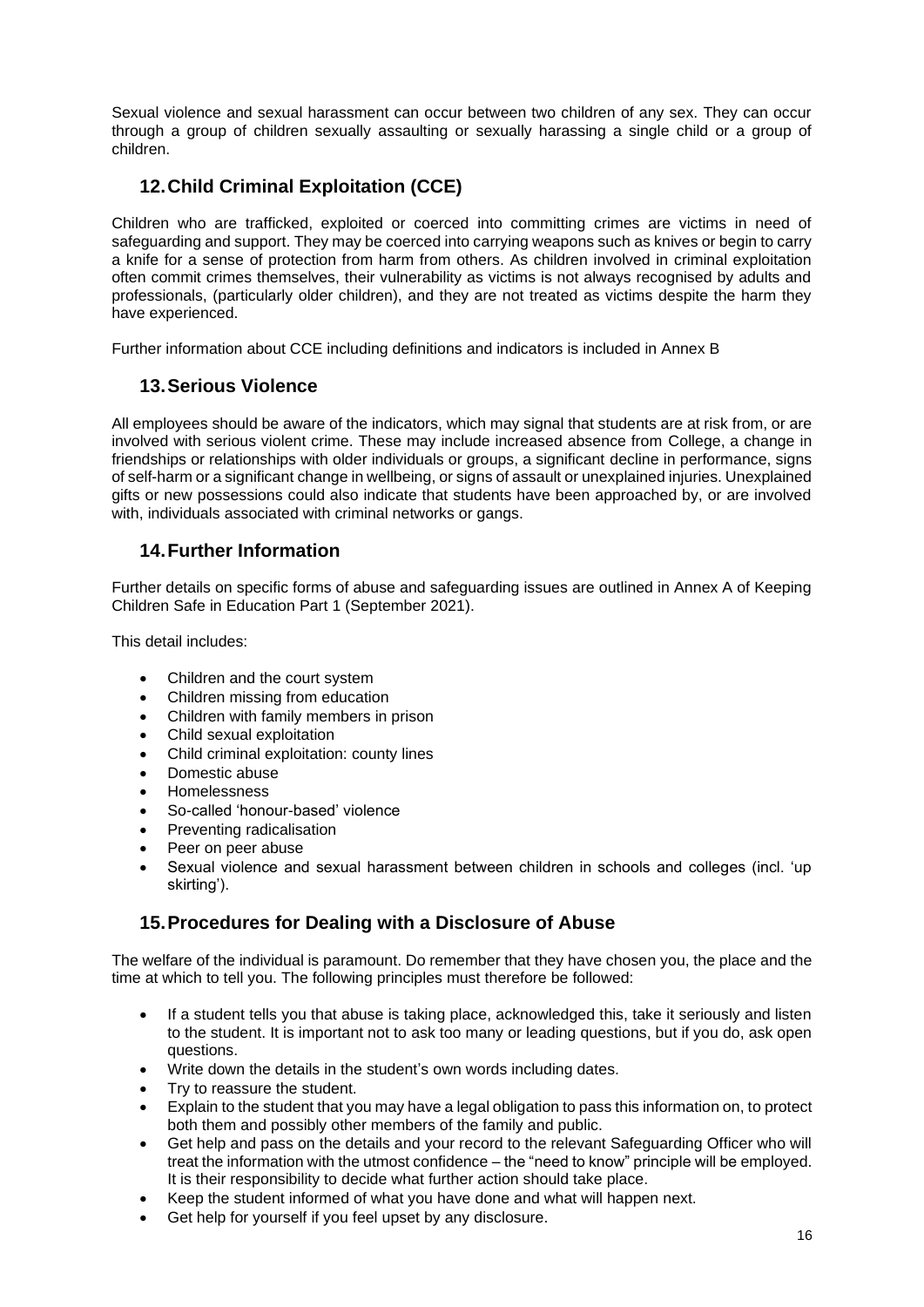Sexual violence and sexual harassment can occur between two children of any sex. They can occur through a group of children sexually assaulting or sexually harassing a single child or a group of children.

## 12. Child Criminal Exploitation (CCE)

Children who are trafficked, exploited or coerced into committing crimes are victims in need of safeguarding and support. They may be coerced into carrying weapons such as knives or begin to carry a knife for a sense of protection from harm from others. As children involved in criminal exploitation often commit crimes themselves, their vulnerability as victims is not always recognised by adults and professionals, (particularly older children), and they are not treated as victims despite the harm they have experienced.

Further information about CCE including definitions and indicators is included in Annex B

## 13. Serious Violence

All employees should be aware of the indicators, which may signal that students are at risk from, or are involved with serious violent crime. These may include increased absence from College, a change in friendships or relationships with older individuals or groups, a significant decline in performance, signs of self-harm or a significant change in wellbeing, or signs of assault or unexplained injuries. Unexplained gifts or new possessions could also indicate that students have been approached by, or are involved with, individuals associated with criminal networks or gangs.

## 14. Further Information

Further details on specific forms of abuse and safeguarding issues are outlined in Annex A of Keeping Children Safe in Education Part 1 (September 2021).

This detail includes:

- Children and the court system
- Children missing from education
- Children with family members in prison
- Child sexual exploitation
- Child criminal exploitation: county lines
- Domestic abuse
- Homelessness
- So-called 'honour-based' violence
- Preventing radicalisation
- Peer on peer abuse
- Sexual violence and sexual harassment between children in schools and colleges (incl. 'up skirting').

## 15. Procedures for Dealing with a Disclosure of Abuse

The welfare of the individual is paramount. Do remember that they have chosen you, the place and the time at which to tell you. The following principles must therefore be followed:

- If a student tells you that abuse is taking place, acknowledged this, take it seriously and listen to the student. It is important not to ask too many or leading questions, but if you do, ask open questions.
- Write down the details in the student's own words including dates.
- Try to reassure the student.
- Explain to the student that you may have a legal obligation to pass this information on, to protect both them and possibly other members of the family and public.
- Get help and pass on the details and your record to the relevant Safeguarding Officer who will treat the information with the utmost confidence – the "need to know" principle will be employed. It is their responsibility to decide what further action should take place.
- Keep the student informed of what you have done and what will happen next.
- Get help for yourself if you feel upset by any disclosure.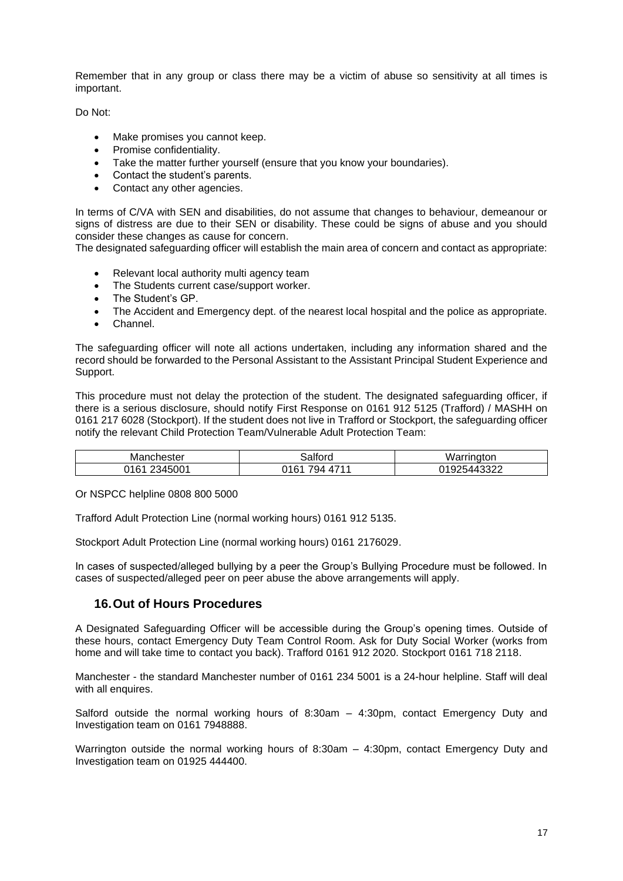Remember that in any group or class there may be a victim of abuse so sensitivity at all times is important.

Do Not:

- Make promises you cannot keep.
- Promise confidentiality.
- Take the matter further yourself (ensure that you know your boundaries).
- Contact the student's parents.
- Contact any other agencies.

In terms of C/VA with SEN and disabilities, do not assume that changes to behaviour, demeanour or signs of distress are due to their SEN or disability. These could be signs of abuse and you should consider these changes as cause for concern.

The designated safeguarding officer will establish the main area of concern and contact as appropriate:

- Relevant local authority multi agency team
- The Students current case/support worker.
- The Student's GP.
- The Accident and Emergency dept. of the nearest local hospital and the police as appropriate.
- Channel.

The safeguarding officer will note all actions undertaken, including any information shared and the record should be forwarded to the Personal Assistant to the Assistant Principal Student Experience and Support.

This procedure must not delay the protection of the student. The designated safeguarding officer, if there is a serious disclosure, should notify First Response on 0161 912 5125 (Trafford) / MASHH on 0161 217 6028 (Stockport). If the student does not live in Trafford or Stockport, the safeguarding officer notify the relevant Child Protection Team/Vulnerable Adult Protection Team:

| Manchester | Salford | Warrington |
| --- | --- | --- |
| 0161 2345001 | 0161 794 4711 | 01925443322 |

Or NSPCC helpline 0808 800 5000

Trafford Adult Protection Line (normal working hours) 0161 912 5135.

Stockport Adult Protection Line (normal working hours) 0161 2176029.

In cases of suspected/alleged bullying by a peer the Group's Bullying Procedure must be followed. In cases of suspected/alleged peer on peer abuse the above arrangements will apply.

## 16. Out of Hours Procedures

A Designated Safeguarding Officer will be accessible during the Group's opening times. Outside of these hours, contact Emergency Duty Team Control Room. Ask for Duty Social Worker (works from home and will take time to contact you back). Trafford 0161 912 2020. Stockport 0161 718 2118.

Manchester - the standard Manchester number of 0161 234 5001 is a 24-hour helpline. Staff will deal with all enquires.

Salford outside the normal working hours of 8:30am – 4:30pm, contact Emergency Duty and Investigation team on 0161 7948888.

Warrington outside the normal working hours of 8:30am – 4:30pm, contact Emergency Duty and Investigation team on 01925 444400.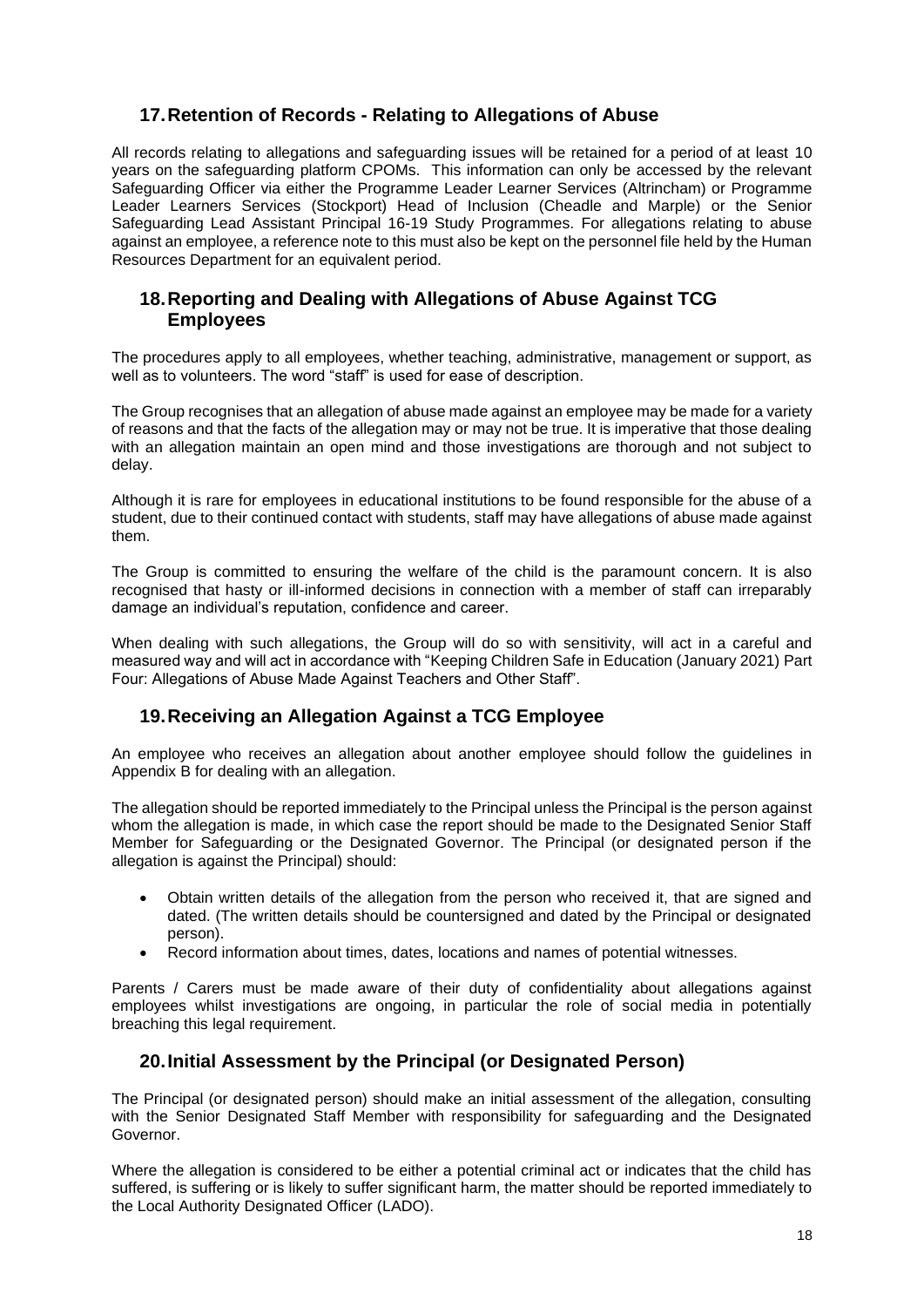## 17. Retention of Records - Relating to Allegations of Abuse

All records relating to allegations and safeguarding issues will be retained for a period of at least 10 years on the safeguarding platform CPOMs. This information can only be accessed by the relevant Safeguarding Officer via either the Programme Leader Learner Services (Altrincham) or Programme Leader Learners Services (Stockport) Head of Inclusion (Cheadle and Marple) or the Senior Safeguarding Lead Assistant Principal 16-19 Study Programmes. For allegations relating to abuse against an employee, a reference note to this must also be kept on the personnel file held by the Human Resources Department for an equivalent period.

## 18. Reporting and Dealing with Allegations of Abuse Against TCG Employees

The procedures apply to all employees, whether teaching, administrative, management or support, as well as to volunteers. The word "staff" is used for ease of description.

The Group recognises that an allegation of abuse made against an employee may be made for a variety of reasons and that the facts of the allegation may or may not be true. It is imperative that those dealing with an allegation maintain an open mind and those investigations are thorough and not subject to delay.

Although it is rare for employees in educational institutions to be found responsible for the abuse of a student, due to their continued contact with students, staff may have allegations of abuse made against them.

The Group is committed to ensuring the welfare of the child is the paramount concern. It is also recognised that hasty or ill-informed decisions in connection with a member of staff can irreparably damage an individual's reputation, confidence and career.

When dealing with such allegations, the Group will do so with sensitivity, will act in a careful and measured way and will act in accordance with "Keeping Children Safe in Education (January 2021) Part Four: Allegations of Abuse Made Against Teachers and Other Staff".

## 19. Receiving an Allegation Against a TCG Employee

An employee who receives an allegation about another employee should follow the guidelines in Appendix B for dealing with an allegation.

The allegation should be reported immediately to the Principal unless the Principal is the person against whom the allegation is made, in which case the report should be made to the Designated Senior Staff Member for Safeguarding or the Designated Governor. The Principal (or designated person if the allegation is against the Principal) should:

- Obtain written details of the allegation from the person who received it, that are signed and dated. (The written details should be countersigned and dated by the Principal or designated person).
- Record information about times, dates, locations and names of potential witnesses.

Parents / Carers must be made aware of their duty of confidentiality about allegations against employees whilst investigations are ongoing, in particular the role of social media in potentially breaching this legal requirement.

## 20. Initial Assessment by the Principal (or Designated Person)

The Principal (or designated person) should make an initial assessment of the allegation, consulting with the Senior Designated Staff Member with responsibility for safeguarding and the Designated Governor.

Where the allegation is considered to be either a potential criminal act or indicates that the child has suffered, is suffering or is likely to suffer significant harm, the matter should be reported immediately to the Local Authority Designated Officer (LADO).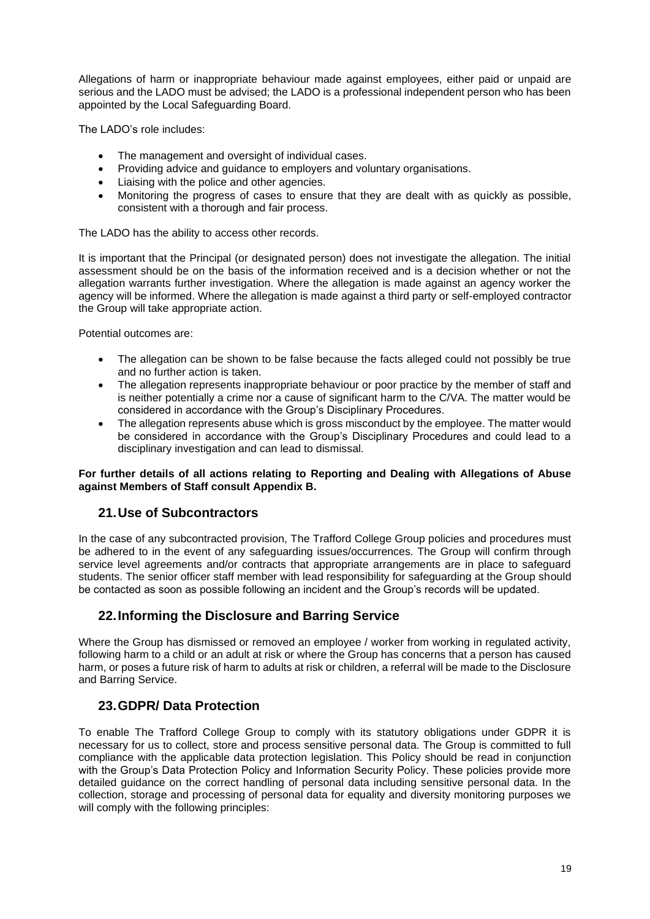Allegations of harm or inappropriate behaviour made against employees, either paid or unpaid are serious and the LADO must be advised; the LADO is a professional independent person who has been appointed by the Local Safeguarding Board.

The LADO's role includes:

- The management and oversight of individual cases.
- Providing advice and guidance to employers and voluntary organisations.
- Liaising with the police and other agencies.
- Monitoring the progress of cases to ensure that they are dealt with as quickly as possible, consistent with a thorough and fair process.

The LADO has the ability to access other records.

It is important that the Principal (or designated person) does not investigate the allegation. The initial assessment should be on the basis of the information received and is a decision whether or not the allegation warrants further investigation. Where the allegation is made against an agency worker the agency will be informed. Where the allegation is made against a third party or self-employed contractor the Group will take appropriate action.

Potential outcomes are:

- The allegation can be shown to be false because the facts alleged could not possibly be true and no further action is taken.
- The allegation represents inappropriate behaviour or poor practice by the member of staff and is neither potentially a crime nor a cause of significant harm to the C/VA. The matter would be considered in accordance with the Group's Disciplinary Procedures.
- The allegation represents abuse which is gross misconduct by the employee. The matter would be considered in accordance with the Group's Disciplinary Procedures and could lead to a disciplinary investigation and can lead to dismissal.

**For further details of all actions relating to Reporting and Dealing with Allegations of Abuse against Members of Staff consult Appendix B.**

## 21. Use of Subcontractors

In the case of any subcontracted provision, The Trafford College Group policies and procedures must be adhered to in the event of any safeguarding issues/occurrences. The Group will confirm through service level agreements and/or contracts that appropriate arrangements are in place to safeguard students. The senior officer staff member with lead responsibility for safeguarding at the Group should be contacted as soon as possible following an incident and the Group's records will be updated.

## 22. Informing the Disclosure and Barring Service

Where the Group has dismissed or removed an employee / worker from working in regulated activity, following harm to a child or an adult at risk or where the Group has concerns that a person has caused harm, or poses a future risk of harm to adults at risk or children, a referral will be made to the Disclosure and Barring Service.

## 23. GDPR/ Data Protection

To enable The Trafford College Group to comply with its statutory obligations under GDPR it is necessary for us to collect, store and process sensitive personal data. The Group is committed to full compliance with the applicable data protection legislation. This Policy should be read in conjunction with the Group's Data Protection Policy and Information Security Policy. These policies provide more detailed guidance on the correct handling of personal data including sensitive personal data. In the collection, storage and processing of personal data for equality and diversity monitoring purposes we will comply with the following principles: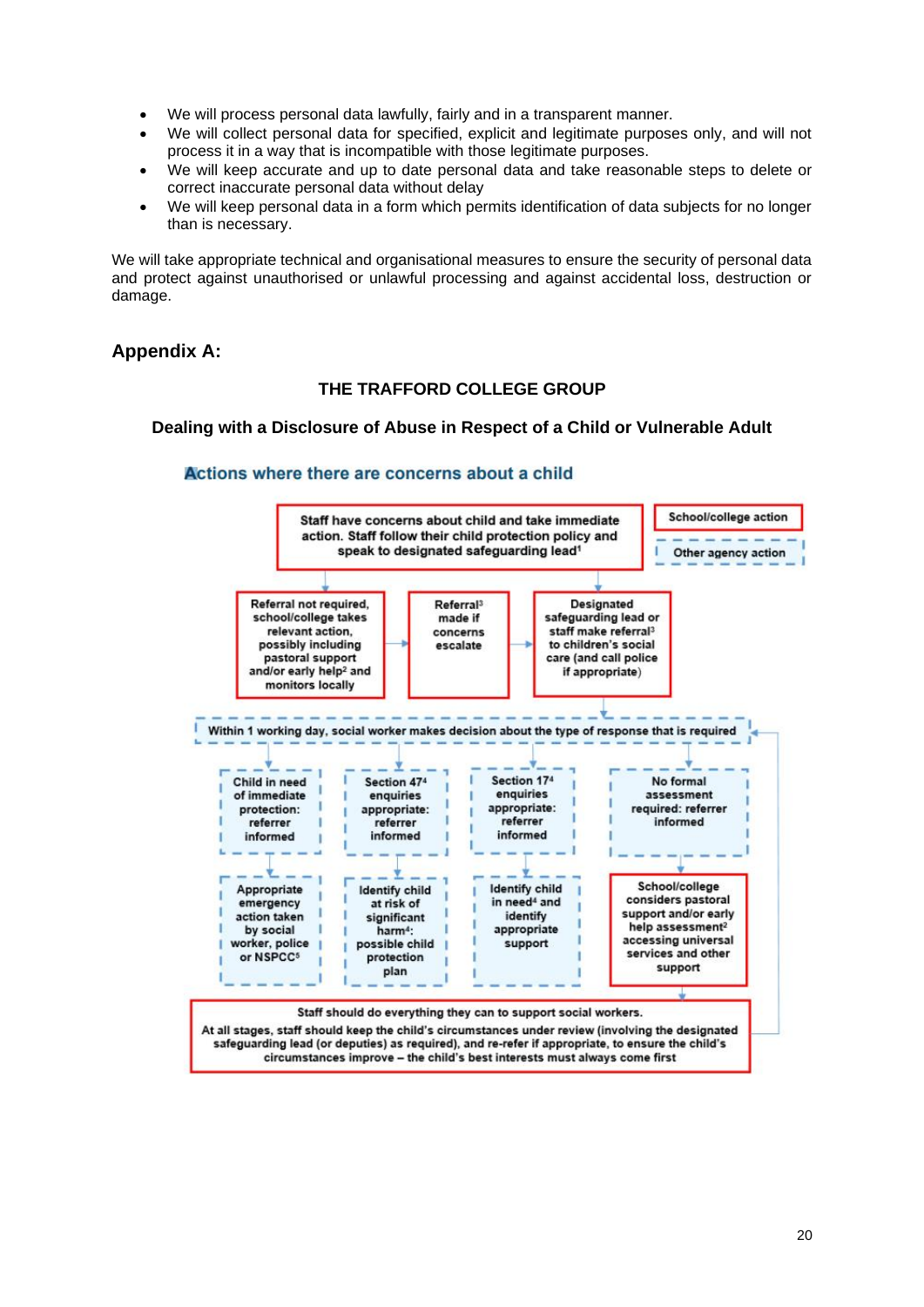- We will process personal data lawfully, fairly and in a transparent manner.
- We will collect personal data for specified, explicit and legitimate purposes only, and will not process it in a way that is incompatible with those legitimate purposes.
- We will keep accurate and up to date personal data and take reasonable steps to delete or correct inaccurate personal data without delay
- We will keep personal data in a form which permits identification of data subjects for no longer than is necessary.

We will take appropriate technical and organisational measures to ensure the security of personal data and protect against unauthorised or unlawful processing and against accidental loss, destruction or damage.

## Appendix A:

**THE TRAFFORD COLLEGE GROUP**

**Dealing with a Disclosure of Abuse in Respect of a Child or Vulnerable Adult**

### Actions where there are concerns about a child

School/college action

Other agency action

Staff have concerns about child and take immediate action. Staff follow their child protection policy and speak to designated safeguarding lead[1]

Referral not required, school/college takes relevant action, possibly including pastoral support and/or early help[2] and monitors locally

Referral[3] made if concerns escalate

Designated safeguarding lead or staff make referral[3] to children's social care (and call police if appropriate)

Within 1 working day, social worker makes decision about the type of response that is required

Child in need of immediate protection: referrer informed

Section 47[4] enquiries appropriate: referrer informed

Section 17[4] enquiries appropriate: referrer informed

No formal assessment required: referrer informed

Appropriate emergency action taken by social worker, police or NSPCC[5]

Identify child at risk of significant harm[4]: possible child protection plan

Identify child in need[4] and identify appropriate support

School/college considers pastoral support and/or early help assessment[2] accessing universal services and other support

Staff should do everything they can to support social workers.

At all stages, staff should keep the child's circumstances under review (involving the designated safeguarding lead (or deputies) as required), and re-refer if appropriate, to ensure the child's circumstances improve – the child's best interests must always come first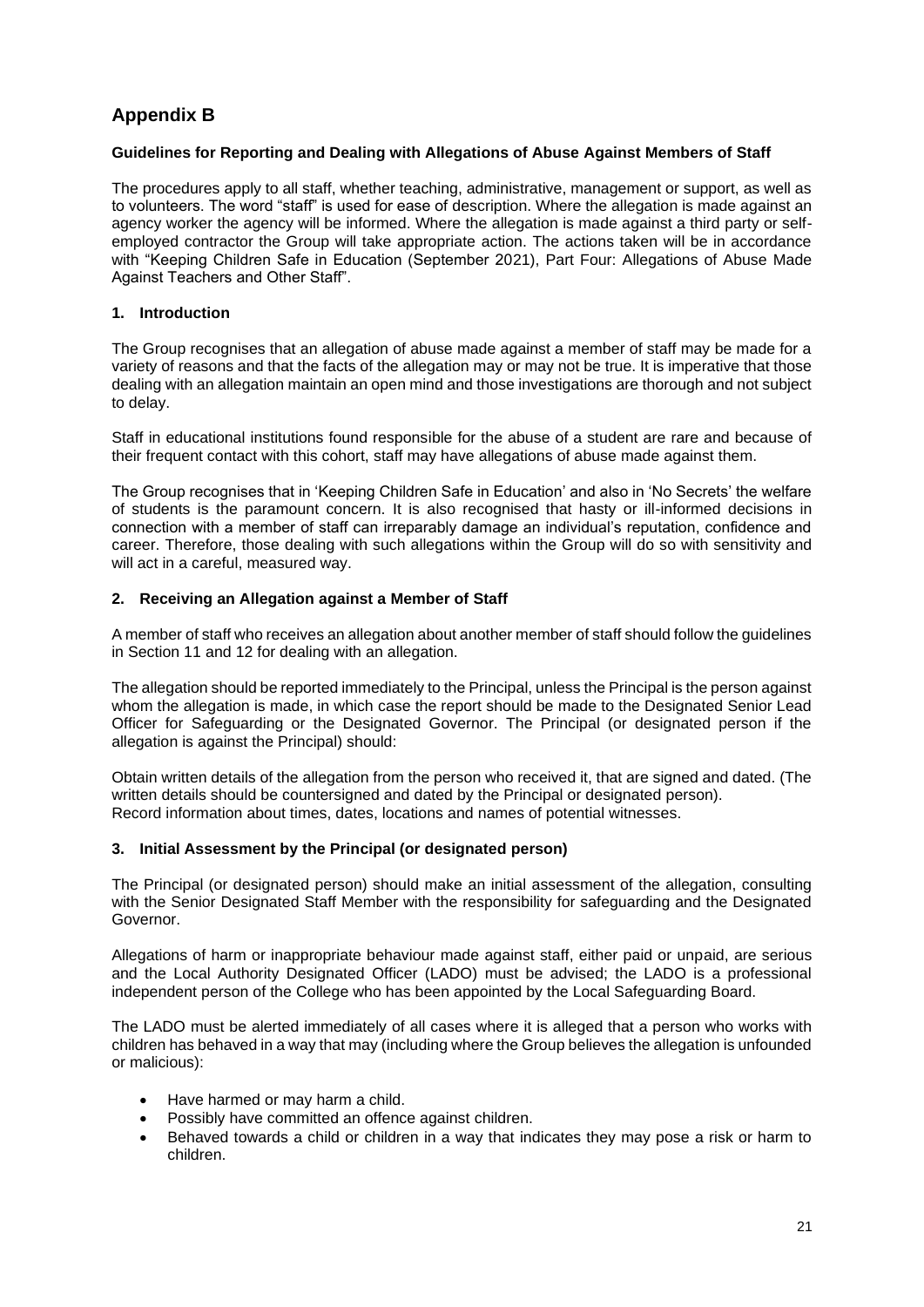## Appendix B

**Guidelines for Reporting and Dealing with Allegations of Abuse Against Members of Staff**

The procedures apply to all staff, whether teaching, administrative, management or support, as well as to volunteers. The word "staff" is used for ease of description. Where the allegation is made against an agency worker the agency will be informed. Where the allegation is made against a third party or self-employed contractor the Group will take appropriate action. The actions taken will be in accordance with "Keeping Children Safe in Education (September 2021), Part Four: Allegations of Abuse Made Against Teachers and Other Staff".

### 1. Introduction

The Group recognises that an allegation of abuse made against a member of staff may be made for a variety of reasons and that the facts of the allegation may or may not be true. It is imperative that those dealing with an allegation maintain an open mind and those investigations are thorough and not subject to delay.

Staff in educational institutions found responsible for the abuse of a student are rare and because of their frequent contact with this cohort, staff may have allegations of abuse made against them.

The Group recognises that in 'Keeping Children Safe in Education' and also in 'No Secrets' the welfare of students is the paramount concern. It is also recognised that hasty or ill-informed decisions in connection with a member of staff can irreparably damage an individual's reputation, confidence and career. Therefore, those dealing with such allegations within the Group will do so with sensitivity and will act in a careful, measured way.

### 2. Receiving an Allegation against a Member of Staff

A member of staff who receives an allegation about another member of staff should follow the guidelines in Section 11 and 12 for dealing with an allegation.

The allegation should be reported immediately to the Principal, unless the Principal is the person against whom the allegation is made, in which case the report should be made to the Designated Senior Lead Officer for Safeguarding or the Designated Governor. The Principal (or designated person if the allegation is against the Principal) should:

Obtain written details of the allegation from the person who received it, that are signed and dated. (The written details should be countersigned and dated by the Principal or designated person).
Record information about times, dates, locations and names of potential witnesses.

### 3. Initial Assessment by the Principal (or designated person)

The Principal (or designated person) should make an initial assessment of the allegation, consulting with the Senior Designated Staff Member with the responsibility for safeguarding and the Designated Governor.

Allegations of harm or inappropriate behaviour made against staff, either paid or unpaid, are serious and the Local Authority Designated Officer (LADO) must be advised; the LADO is a professional independent person of the College who has been appointed by the Local Safeguarding Board.

The LADO must be alerted immediately of all cases where it is alleged that a person who works with children has behaved in a way that may (including where the Group believes the allegation is unfounded or malicious):

- Have harmed or may harm a child.
- Possibly have committed an offence against children.
- Behaved towards a child or children in a way that indicates they may pose a risk or harm to children.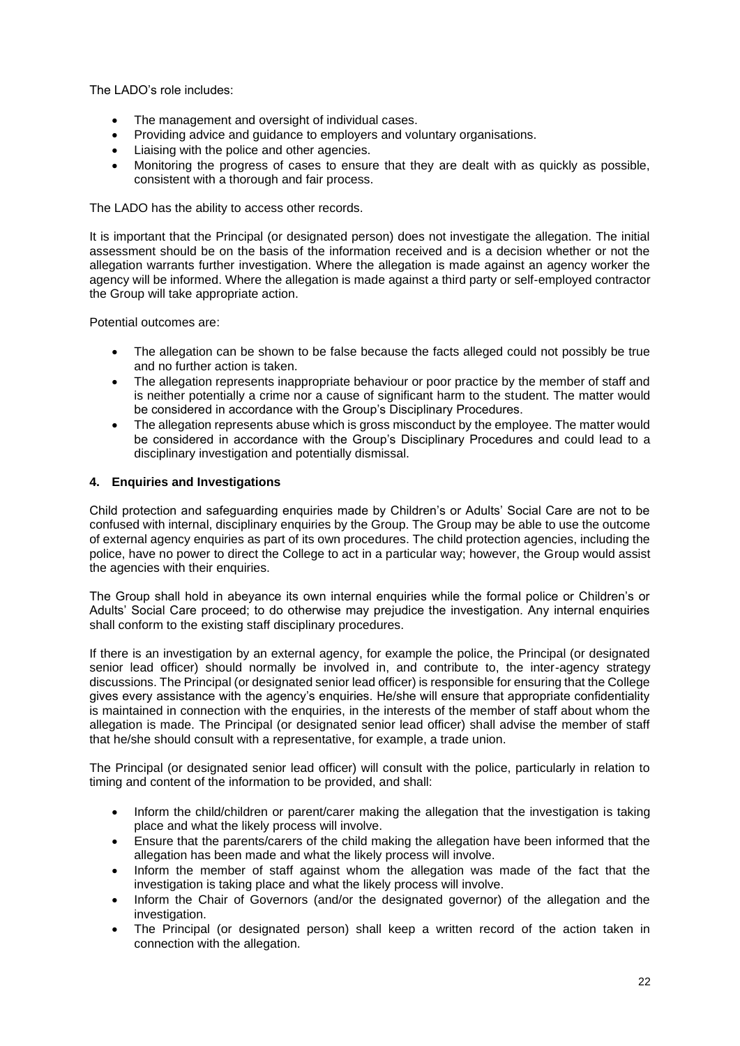The LADO's role includes:

- The management and oversight of individual cases.
- Providing advice and guidance to employers and voluntary organisations.
- Liaising with the police and other agencies.
- Monitoring the progress of cases to ensure that they are dealt with as quickly as possible, consistent with a thorough and fair process.

The LADO has the ability to access other records.

It is important that the Principal (or designated person) does not investigate the allegation. The initial assessment should be on the basis of the information received and is a decision whether or not the allegation warrants further investigation. Where the allegation is made against an agency worker the agency will be informed. Where the allegation is made against a third party or self-employed contractor the Group will take appropriate action.

Potential outcomes are:

- The allegation can be shown to be false because the facts alleged could not possibly be true and no further action is taken.
- The allegation represents inappropriate behaviour or poor practice by the member of staff and is neither potentially a crime nor a cause of significant harm to the student. The matter would be considered in accordance with the Group's Disciplinary Procedures.
- The allegation represents abuse which is gross misconduct by the employee. The matter would be considered in accordance with the Group's Disciplinary Procedures and could lead to a disciplinary investigation and potentially dismissal.

### 4. Enquiries and Investigations

Child protection and safeguarding enquiries made by Children's or Adults' Social Care are not to be confused with internal, disciplinary enquiries by the Group. The Group may be able to use the outcome of external agency enquiries as part of its own procedures. The child protection agencies, including the police, have no power to direct the College to act in a particular way; however, the Group would assist the agencies with their enquiries.

The Group shall hold in abeyance its own internal enquiries while the formal police or Children's or Adults' Social Care proceed; to do otherwise may prejudice the investigation. Any internal enquiries shall conform to the existing staff disciplinary procedures.

If there is an investigation by an external agency, for example the police, the Principal (or designated senior lead officer) should normally be involved in, and contribute to, the inter-agency strategy discussions. The Principal (or designated senior lead officer) is responsible for ensuring that the College gives every assistance with the agency's enquiries. He/she will ensure that appropriate confidentiality is maintained in connection with the enquiries, in the interests of the member of staff about whom the allegation is made. The Principal (or designated senior lead officer) shall advise the member of staff that he/she should consult with a representative, for example, a trade union.

The Principal (or designated senior lead officer) will consult with the police, particularly in relation to timing and content of the information to be provided, and shall:

- Inform the child/children or parent/carer making the allegation that the investigation is taking place and what the likely process will involve.
- Ensure that the parents/carers of the child making the allegation have been informed that the allegation has been made and what the likely process will involve.
- Inform the member of staff against whom the allegation was made of the fact that the investigation is taking place and what the likely process will involve.
- Inform the Chair of Governors (and/or the designated governor) of the allegation and the investigation.
- The Principal (or designated person) shall keep a written record of the action taken in connection with the allegation.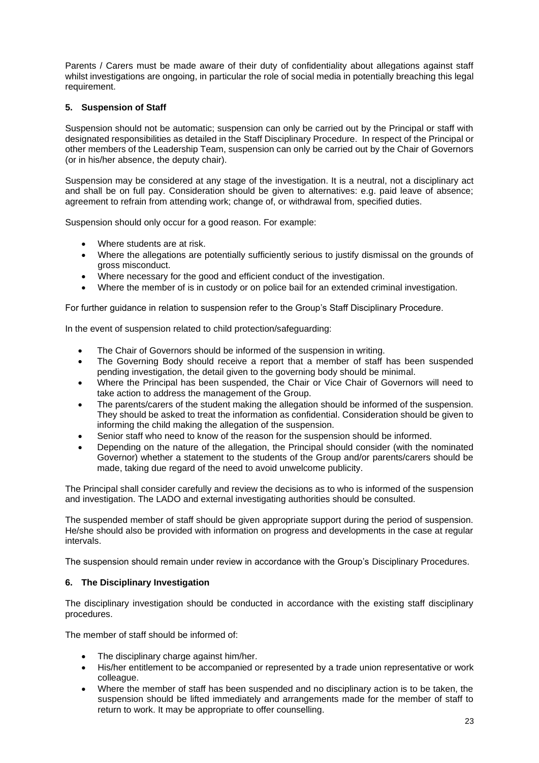Parents / Carers must be made aware of their duty of confidentiality about allegations against staff whilst investigations are ongoing, in particular the role of social media in potentially breaching this legal requirement.

### 5. Suspension of Staff

Suspension should not be automatic; suspension can only be carried out by the Principal or staff with designated responsibilities as detailed in the Staff Disciplinary Procedure. In respect of the Principal or other members of the Leadership Team, suspension can only be carried out by the Chair of Governors (or in his/her absence, the deputy chair).

Suspension may be considered at any stage of the investigation. It is a neutral, not a disciplinary act and shall be on full pay. Consideration should be given to alternatives: e.g. paid leave of absence; agreement to refrain from attending work; change of, or withdrawal from, specified duties.

Suspension should only occur for a good reason. For example:

- Where students are at risk.
- Where the allegations are potentially sufficiently serious to justify dismissal on the grounds of gross misconduct.
- Where necessary for the good and efficient conduct of the investigation.
- Where the member of is in custody or on police bail for an extended criminal investigation.

For further guidance in relation to suspension refer to the Group's Staff Disciplinary Procedure.

In the event of suspension related to child protection/safeguarding:

- The Chair of Governors should be informed of the suspension in writing.
- The Governing Body should receive a report that a member of staff has been suspended pending investigation, the detail given to the governing body should be minimal.
- Where the Principal has been suspended, the Chair or Vice Chair of Governors will need to take action to address the management of the Group.
- The parents/carers of the student making the allegation should be informed of the suspension. They should be asked to treat the information as confidential. Consideration should be given to informing the child making the allegation of the suspension.
- Senior staff who need to know of the reason for the suspension should be informed.
- Depending on the nature of the allegation, the Principal should consider (with the nominated Governor) whether a statement to the students of the Group and/or parents/carers should be made, taking due regard of the need to avoid unwelcome publicity.

The Principal shall consider carefully and review the decisions as to who is informed of the suspension and investigation. The LADO and external investigating authorities should be consulted.

The suspended member of staff should be given appropriate support during the period of suspension. He/she should also be provided with information on progress and developments in the case at regular intervals.

The suspension should remain under review in accordance with the Group's Disciplinary Procedures.

### 6. The Disciplinary Investigation

The disciplinary investigation should be conducted in accordance with the existing staff disciplinary procedures.

The member of staff should be informed of:

- The disciplinary charge against him/her.
- His/her entitlement to be accompanied or represented by a trade union representative or work colleague.
- Where the member of staff has been suspended and no disciplinary action is to be taken, the suspension should be lifted immediately and arrangements made for the member of staff to return to work. It may be appropriate to offer counselling.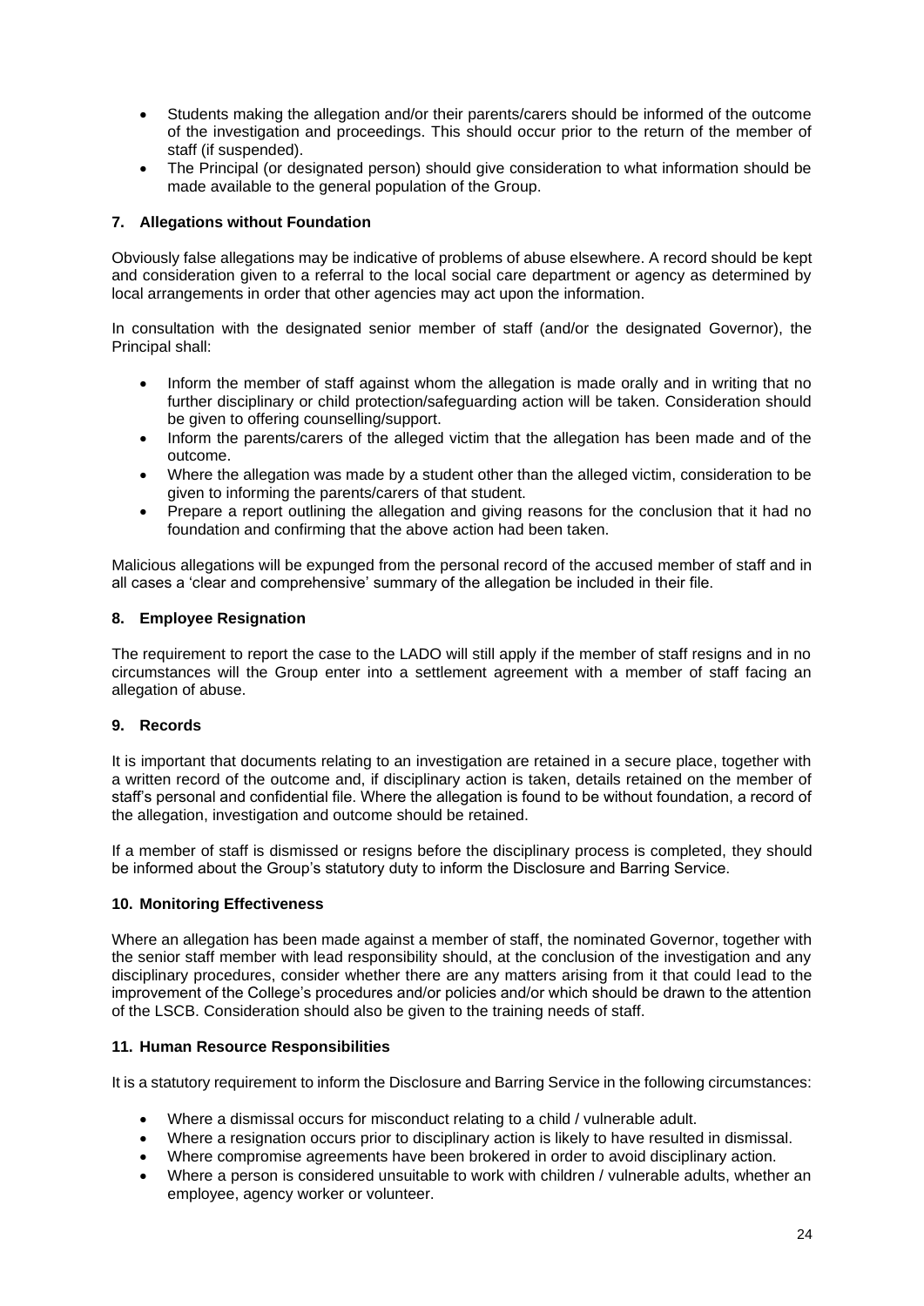- Students making the allegation and/or their parents/carers should be informed of the outcome of the investigation and proceedings. This should occur prior to the return of the member of staff (if suspended).
- The Principal (or designated person) should give consideration to what information should be made available to the general population of the Group.

### 7. Allegations without Foundation

Obviously false allegations may be indicative of problems of abuse elsewhere. A record should be kept and consideration given to a referral to the local social care department or agency as determined by local arrangements in order that other agencies may act upon the information.

In consultation with the designated senior member of staff (and/or the designated Governor), the Principal shall:

- Inform the member of staff against whom the allegation is made orally and in writing that no further disciplinary or child protection/safeguarding action will be taken. Consideration should be given to offering counselling/support.
- Inform the parents/carers of the alleged victim that the allegation has been made and of the outcome.
- Where the allegation was made by a student other than the alleged victim, consideration to be given to informing the parents/carers of that student.
- Prepare a report outlining the allegation and giving reasons for the conclusion that it had no foundation and confirming that the above action had been taken.

Malicious allegations will be expunged from the personal record of the accused member of staff and in all cases a 'clear and comprehensive' summary of the allegation be included in their file.

### 8. Employee Resignation

The requirement to report the case to the LADO will still apply if the member of staff resigns and in no circumstances will the Group enter into a settlement agreement with a member of staff facing an allegation of abuse.

### 9. Records

It is important that documents relating to an investigation are retained in a secure place, together with a written record of the outcome and, if disciplinary action is taken, details retained on the member of staff's personal and confidential file. Where the allegation is found to be without foundation, a record of the allegation, investigation and outcome should be retained.

If a member of staff is dismissed or resigns before the disciplinary process is completed, they should be informed about the Group's statutory duty to inform the Disclosure and Barring Service.

### 10. Monitoring Effectiveness

Where an allegation has been made against a member of staff, the nominated Governor, together with the senior staff member with lead responsibility should, at the conclusion of the investigation and any disciplinary procedures, consider whether there are any matters arising from it that could lead to the improvement of the College's procedures and/or policies and/or which should be drawn to the attention of the LSCB. Consideration should also be given to the training needs of staff.

### 11. Human Resource Responsibilities

It is a statutory requirement to inform the Disclosure and Barring Service in the following circumstances:

- Where a dismissal occurs for misconduct relating to a child / vulnerable adult.
- Where a resignation occurs prior to disciplinary action is likely to have resulted in dismissal.
- Where compromise agreements have been brokered in order to avoid disciplinary action.
- Where a person is considered unsuitable to work with children / vulnerable adults, whether an employee, agency worker or volunteer.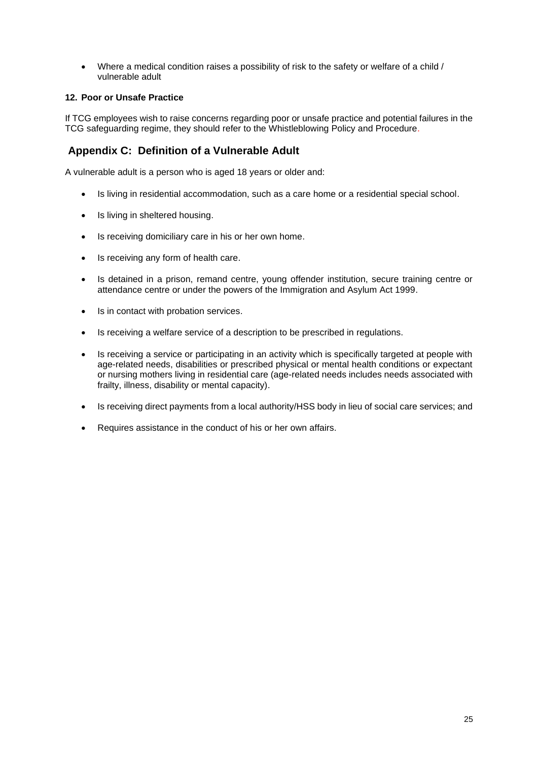- Where a medical condition raises a possibility of risk to the safety or welfare of a child / vulnerable adult

**12. Poor or Unsafe Practice**

If TCG employees wish to raise concerns regarding poor or unsafe practice and potential failures in the TCG safeguarding regime, they should refer to the Whistleblowing Policy and Procedure.

## Appendix C: Definition of a Vulnerable Adult

A vulnerable adult is a person who is aged 18 years or older and:

- Is living in residential accommodation, such as a care home or a residential special school.
- Is living in sheltered housing.
- Is receiving domiciliary care in his or her own home.
- Is receiving any form of health care.
- Is detained in a prison, remand centre, young offender institution, secure training centre or attendance centre or under the powers of the Immigration and Asylum Act 1999.
- Is in contact with probation services.
- Is receiving a welfare service of a description to be prescribed in regulations.
- Is receiving a service or participating in an activity which is specifically targeted at people with age-related needs, disabilities or prescribed physical or mental health conditions or expectant or nursing mothers living in residential care (age-related needs includes needs associated with frailty, illness, disability or mental capacity).
- Is receiving direct payments from a local authority/HSS body in lieu of social care services; and
- Requires assistance in the conduct of his or her own affairs.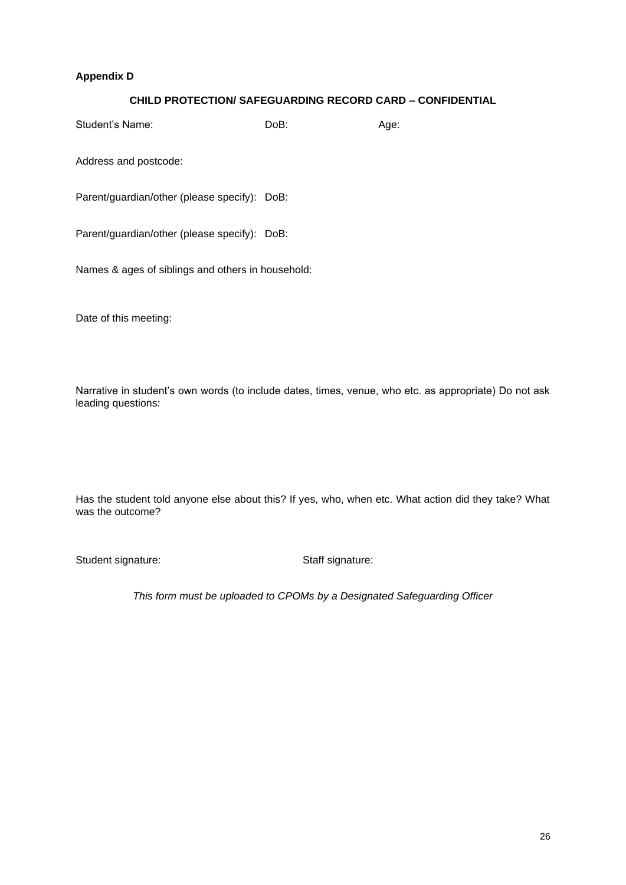**Appendix D**

**CHILD PROTECTION/ SAFEGUARDING RECORD CARD – CONFIDENTIAL**

Student's Name: DoB: Age:

Address and postcode:

Parent/guardian/other (please specify): DoB:

Parent/guardian/other (please specify): DoB:

Names & ages of siblings and others in household:

Date of this meeting:

Narrative in student's own words (to include dates, times, venue, who etc. as appropriate) Do not ask leading questions:

Has the student told anyone else about this? If yes, who, when etc. What action did they take? What was the outcome?

Student signature: Staff signature:

*This form must be uploaded to CPOMs by a Designated Safeguarding Officer*